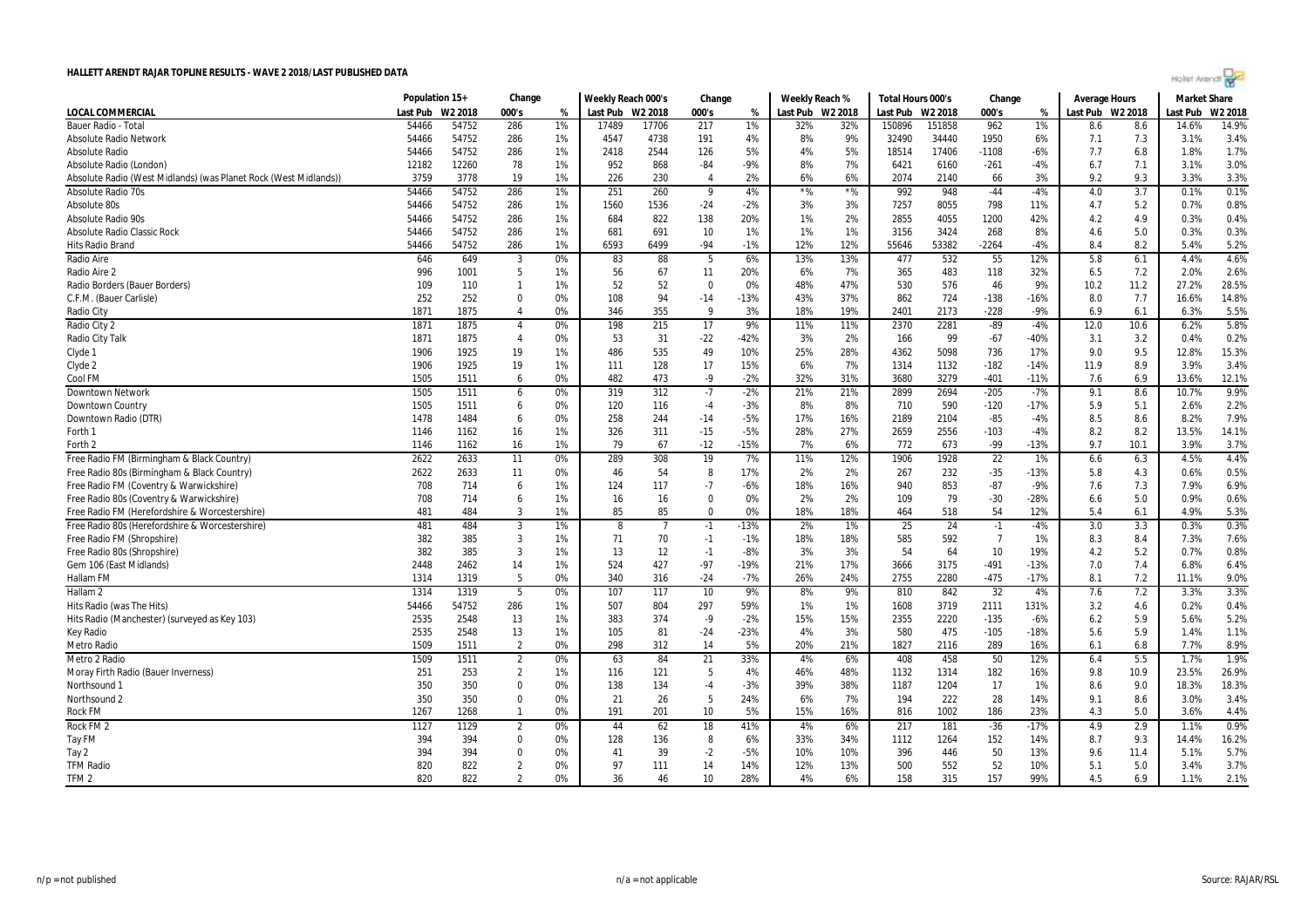# HALLETT ARENDT RAJAR TOPLINE RESULTS - WAVE 2 2018/LAST PUBLISHED DATA

| LOCAL COMMERCIAL | Population 15+ | | Change | | Weekly Reach 000's | | Change | | Weekly Reach % | | Total Hours 000's | | Change | | Average Hours | | Market Share | |
|---|---|---|---|---|---|---|---|---|---|---|---|---|---|---|---|---|---|---|
| | Last Pub | W2 2018 | 000's | % | Last Pub | W2 2018 | 000's | % | Last Pub | W2 2018 | Last Pub | W2 2018 | 000's | % | Last Pub | W2 2018 | Last Pub | W2 2018 |
| Bauer Radio - Total | 54466 | 54752 | 286 | 1% | 17489 | 17706 | 217 | 1% | 32% | 32% | 150896 | 151858 | 962 | 1% | 8.6 | 8.6 | 14.6% | 14.9% |
| Absolute Radio Network | 54466 | 54752 | 286 | 1% | 4547 | 4738 | 191 | 4% | 8% | 9% | 32490 | 34440 | 1950 | 6% | 7.1 | 7.3 | 3.1% | 3.4% |
| Absolute Radio | 54466 | 54752 | 286 | 1% | 2418 | 2544 | 126 | 5% | 4% | 5% | 18514 | 17406 | -1108 | -6% | 7.7 | 6.8 | 1.8% | 1.7% |
| Absolute Radio (London) | 12182 | 12260 | 78 | 1% | 952 | 868 | -84 | -9% | 8% | 7% | 6421 | 6160 | -261 | -4% | 6.7 | 7.1 | 3.1% | 3.0% |
| Absolute Radio (West Midlands) (was Planet Rock (West Midlands)) | 3759 | 3778 | 19 | 1% | 226 | 230 | 4 | 2% | 6% | 6% | 2074 | 2140 | 66 | 3% | 9.2 | 9.3 | 3.3% | 3.3% |
| Absolute Radio 70s | 54466 | 54752 | 286 | 1% | 251 | 260 | 9 | 4% | *% | *% | 992 | 948 | -44 | -4% | 4.0 | 3.7 | 0.1% | 0.1% |
| Absolute 80s | 54466 | 54752 | 286 | 1% | 1560 | 1536 | -24 | -2% | 3% | 3% | 7257 | 8055 | 798 | 11% | 4.7 | 5.2 | 0.7% | 0.8% |
| Absolute Radio 90s | 54466 | 54752 | 286 | 1% | 684 | 822 | 138 | 20% | 1% | 2% | 2855 | 4055 | 1200 | 42% | 4.2 | 4.9 | 0.3% | 0.4% |
| Absolute Radio Classic Rock | 54466 | 54752 | 286 | 1% | 681 | 691 | 10 | 1% | 1% | 1% | 3156 | 3424 | 268 | 8% | 4.6 | 5.0 | 0.3% | 0.3% |
| Hits Radio Brand | 54466 | 54752 | 286 | 1% | 6593 | 6499 | -94 | -1% | 12% | 12% | 55646 | 53382 | -2264 | -4% | 8.4 | 8.2 | 5.4% | 5.2% |
| Radio Aire | 646 | 649 | 3 | 0% | 83 | 88 | 5 | 6% | 13% | 13% | 477 | 532 | 55 | 12% | 5.8 | 6.1 | 4.4% | 4.6% |
| Radio Aire 2 | 996 | 1001 | 5 | 1% | 56 | 67 | 11 | 20% | 6% | 7% | 365 | 483 | 118 | 32% | 6.5 | 7.2 | 2.0% | 2.6% |
| Radio Borders (Bauer Borders) | 109 | 110 | 1 | 1% | 52 | 52 | 0 | 0% | 48% | 47% | 530 | 576 | 46 | 9% | 10.2 | 11.2 | 27.2% | 28.5% |
| C.F.M. (Bauer Carlisle) | 252 | 252 | 0 | 0% | 108 | 94 | -14 | -13% | 43% | 37% | 862 | 724 | -138 | -16% | 8.0 | 7.7 | 16.6% | 14.8% |
| Radio City | 1871 | 1875 | 4 | 0% | 346 | 355 | 9 | 3% | 18% | 19% | 2401 | 2173 | -228 | -9% | 6.9 | 6.1 | 6.3% | 5.5% |
| Radio City 2 | 1871 | 1875 | 4 | 0% | 198 | 215 | 17 | 9% | 11% | 11% | 2370 | 2281 | -89 | -4% | 12.0 | 10.6 | 6.2% | 5.8% |
| Radio City Talk | 1871 | 1875 | 4 | 0% | 53 | 31 | -22 | -42% | 3% | 2% | 166 | 99 | -67 | -40% | 3.1 | 3.2 | 0.4% | 0.2% |
| Clyde 1 | 1906 | 1925 | 19 | 1% | 486 | 535 | 49 | 10% | 25% | 28% | 4362 | 5098 | 736 | 17% | 9.0 | 9.5 | 12.8% | 15.3% |
| Clyde 2 | 1906 | 1925 | 19 | 1% | 111 | 128 | 17 | 15% | 6% | 7% | 1314 | 1132 | -182 | -14% | 11.9 | 8.9 | 3.9% | 3.4% |
| Cool FM | 1505 | 1511 | 6 | 0% | 482 | 473 | -9 | -2% | 32% | 31% | 3680 | 3279 | -401 | -11% | 7.6 | 6.9 | 13.6% | 12.1% |
| Downtown Network | 1505 | 1511 | 6 | 0% | 319 | 312 | -7 | -2% | 21% | 21% | 2899 | 2694 | -205 | -7% | 9.1 | 8.6 | 10.7% | 9.9% |
| Downtown Country | 1505 | 1511 | 6 | 0% | 120 | 116 | -4 | -3% | 8% | 8% | 710 | 590 | -120 | -17% | 5.9 | 5.1 | 2.6% | 2.2% |
| Downtown Radio (DTR) | 1478 | 1484 | 6 | 0% | 258 | 244 | -14 | -5% | 17% | 16% | 2189 | 2104 | -85 | -4% | 8.5 | 8.6 | 8.2% | 7.9% |
| Forth 1 | 1146 | 1162 | 16 | 1% | 326 | 311 | -15 | -5% | 28% | 27% | 2659 | 2556 | -103 | -4% | 8.2 | 8.2 | 13.5% | 14.1% |
| Forth 2 | 1146 | 1162 | 16 | 1% | 79 | 67 | -12 | -15% | 7% | 6% | 772 | 673 | -99 | -13% | 9.7 | 10.1 | 3.9% | 3.7% |
| Free Radio FM (Birmingham & Black Country) | 2622 | 2633 | 11 | 0% | 289 | 308 | 19 | 7% | 11% | 12% | 1906 | 1928 | 22 | 1% | 6.6 | 6.3 | 4.5% | 4.4% |
| Free Radio 80s (Birmingham & Black Country) | 2622 | 2633 | 11 | 0% | 46 | 54 | 8 | 17% | 2% | 2% | 267 | 232 | -35 | -13% | 5.8 | 4.3 | 0.6% | 0.5% |
| Free Radio FM (Coventry & Warwickshire) | 708 | 714 | 6 | 1% | 124 | 117 | -7 | -6% | 18% | 16% | 940 | 853 | -87 | -9% | 7.6 | 7.3 | 7.9% | 6.9% |
| Free Radio 80s (Coventry & Warwickshire) | 708 | 714 | 6 | 1% | 16 | 16 | 0 | 0% | 2% | 2% | 109 | 79 | -30 | -28% | 6.6 | 5.0 | 0.9% | 0.6% |
| Free Radio FM (Herefordshire & Worcestershire) | 481 | 484 | 3 | 1% | 85 | 85 | 0 | 0% | 18% | 18% | 464 | 518 | 54 | 12% | 5.4 | 6.1 | 4.9% | 5.3% |
| Free Radio 80s (Herefordshire & Worcestershire) | 481 | 484 | 3 | 1% | 8 | 7 | -1 | -13% | 2% | 1% | 25 | 24 | -1 | -4% | 3.0 | 3.3 | 0.3% | 0.3% |
| Free Radio FM (Shropshire) | 382 | 385 | 3 | 1% | 71 | 70 | -1 | -1% | 18% | 18% | 585 | 592 | 7 | 1% | 8.3 | 8.4 | 7.3% | 7.6% |
| Free Radio 80s (Shropshire) | 382 | 385 | 3 | 1% | 13 | 12 | -1 | -8% | 3% | 3% | 54 | 64 | 10 | 19% | 4.2 | 5.2 | 0.7% | 0.8% |
| Gem 106 (East Midlands) | 2448 | 2462 | 14 | 1% | 524 | 427 | -97 | -19% | 21% | 17% | 3666 | 3175 | -491 | -13% | 7.0 | 7.4 | 6.8% | 6.4% |
| Hallam FM | 1314 | 1319 | 5 | 0% | 340 | 316 | -24 | -7% | 26% | 24% | 2755 | 2280 | -475 | -17% | 8.1 | 7.2 | 11.1% | 9.0% |
| Hallam 2 | 1314 | 1319 | 5 | 0% | 107 | 117 | 10 | 9% | 8% | 9% | 810 | 842 | 32 | 4% | 7.6 | 7.2 | 3.3% | 3.3% |
| Hits Radio (was The Hits) | 54466 | 54752 | 286 | 1% | 507 | 804 | 297 | 59% | 1% | 1% | 1608 | 3719 | 2111 | 131% | 3.2 | 4.6 | 0.2% | 0.4% |
| Hits Radio (Manchester) (surveyed as Key 103) | 2535 | 2548 | 13 | 1% | 383 | 374 | -9 | -2% | 15% | 15% | 2355 | 2220 | -135 | -6% | 6.2 | 5.9 | 5.6% | 5.2% |
| Key Radio | 2535 | 2548 | 13 | 1% | 105 | 81 | -24 | -23% | 4% | 3% | 580 | 475 | -105 | -18% | 5.6 | 5.9 | 1.4% | 1.1% |
| Metro Radio | 1509 | 1511 | 2 | 0% | 298 | 312 | 14 | 5% | 20% | 21% | 1827 | 2116 | 289 | 16% | 6.1 | 6.8 | 7.7% | 8.9% |
| Metro 2 Radio | 1509 | 1511 | 2 | 0% | 63 | 84 | 21 | 33% | 4% | 6% | 408 | 458 | 50 | 12% | 6.4 | 5.5 | 1.7% | 1.9% |
| Moray Firth Radio (Bauer Inverness) | 251 | 253 | 2 | 1% | 116 | 121 | 5 | 4% | 46% | 48% | 1132 | 1314 | 182 | 16% | 9.8 | 10.9 | 23.5% | 26.9% |
| Northsound 1 | 350 | 350 | 0 | 0% | 138 | 134 | -4 | -3% | 39% | 38% | 1187 | 1204 | 17 | 1% | 8.6 | 9.0 | 18.3% | 18.3% |
| Northsound 2 | 350 | 350 | 0 | 0% | 21 | 26 | 5 | 24% | 6% | 7% | 194 | 222 | 28 | 14% | 9.1 | 8.6 | 3.0% | 3.4% |
| Rock FM | 1267 | 1268 | 1 | 0% | 191 | 201 | 10 | 5% | 15% | 16% | 816 | 1002 | 186 | 23% | 4.3 | 5.0 | 3.6% | 4.4% |
| Rock FM 2 | 1127 | 1129 | 2 | 0% | 44 | 62 | 18 | 41% | 4% | 6% | 217 | 181 | -36 | -17% | 4.9 | 2.9 | 1.1% | 0.9% |
| Tay FM | 394 | 394 | 0 | 0% | 128 | 136 | 8 | 6% | 33% | 34% | 1112 | 1264 | 152 | 14% | 8.7 | 9.3 | 14.4% | 16.2% |
| Tay 2 | 394 | 394 | 0 | 0% | 41 | 39 | -2 | -5% | 10% | 10% | 396 | 446 | 50 | 13% | 9.6 | 11.4 | 5.1% | 5.7% |
| TFM Radio | 820 | 822 | 2 | 0% | 97 | 111 | 14 | 14% | 12% | 13% | 500 | 552 | 52 | 10% | 5.1 | 5.0 | 3.4% | 3.7% |
| TFM 2 | 820 | 822 | 2 | 0% | 36 | 46 | 10 | 28% | 4% | 6% | 158 | 315 | 157 | 99% | 4.5 | 6.9 | 1.1% | 2.1% |

n/p = not published    n/a = not applicable    Source: RAJAR/RSL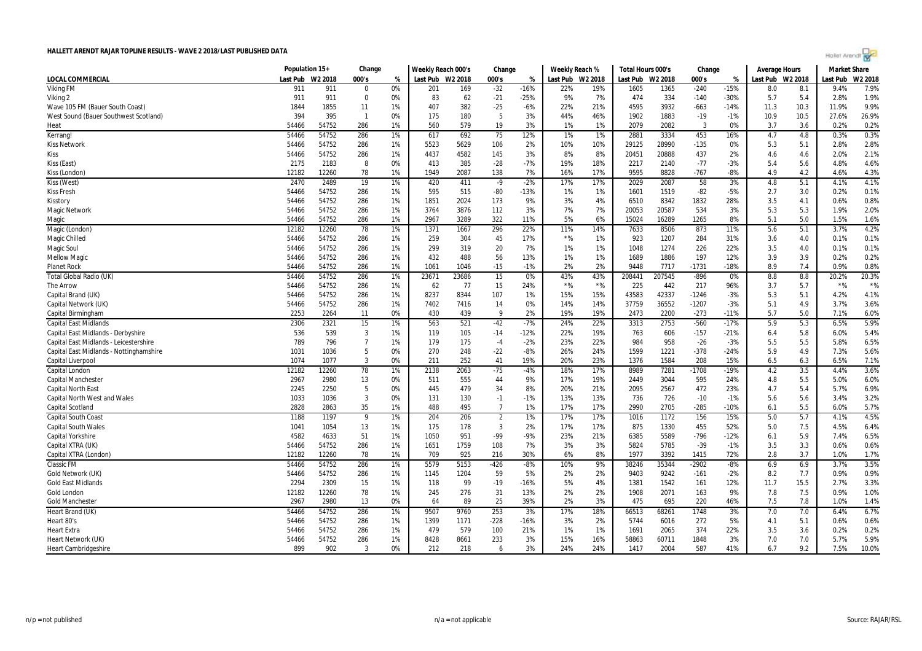# HALLETT ARENDT RAJAR TOPLINE RESULTS - WAVE 2 2018/LAST PUBLISHED DATA

| LOCAL COMMERCIAL | Population 15+ | | Change | | Weekly Reach 000's | | Change | | Weekly Reach % | | Total Hours 000's | | Change | | Average Hours | | Market Share | |
|---|---|---|---|---|---|---|---|---|---|---|---|---|---|---|---|---|---|---|
| | Last Pub | W2 2018 | 000's | % | Last Pub | W2 2018 | 000's | % | Last Pub | W2 2018 | Last Pub | W2 2018 | 000's | % | Last Pub | W2 2018 | Last Pub | W2 2018 |
| Viking FM | 911 | 911 | 0 | 0% | 201 | 169 | -32 | -16% | 22% | 19% | 1605 | 1365 | -240 | -15% | 8.0 | 8.1 | 9.4% | 7.9% |
| Viking 2 | 911 | 911 | 0 | 0% | 83 | 62 | -21 | -25% | 9% | 7% | 474 | 334 | -140 | -30% | 5.7 | 5.4 | 2.8% | 1.9% |
| Wave 105 FM (Bauer South Coast) | 1844 | 1855 | 11 | 1% | 407 | 382 | -25 | -6% | 22% | 21% | 4595 | 3932 | -663 | -14% | 11.3 | 10.3 | 11.9% | 9.9% |
| West Sound (Bauer Southwest Scotland) | 394 | 395 | 1 | 0% | 175 | 180 | 5 | 3% | 44% | 46% | 1902 | 1883 | -19 | -1% | 10.9 | 10.5 | 27.6% | 26.9% |
| Heat | 54466 | 54752 | 286 | 1% | 560 | 579 | 19 | 3% | 1% | 1% | 2079 | 2082 | 3 | 0% | 3.7 | 3.6 | 0.2% | 0.2% |
| Kerrang! | 54466 | 54752 | 286 | 1% | 617 | 692 | 75 | 12% | 1% | 1% | 2881 | 3334 | 453 | 16% | 4.7 | 4.8 | 0.3% | 0.3% |
| Kiss Network | 54466 | 54752 | 286 | 1% | 5523 | 5629 | 106 | 2% | 10% | 10% | 29125 | 28990 | -135 | 0% | 5.3 | 5.1 | 2.8% | 2.8% |
| Kiss | 54466 | 54752 | 286 | 1% | 4437 | 4582 | 145 | 3% | 8% | 8% | 20451 | 20888 | 437 | 2% | 4.6 | 4.6 | 2.0% | 2.1% |
| Kiss (East) | 2175 | 2183 | 8 | 0% | 413 | 385 | -28 | -7% | 19% | 18% | 2217 | 2140 | -77 | -3% | 5.4 | 5.6 | 4.8% | 4.6% |
| Kiss (London) | 12182 | 12260 | 78 | 1% | 1949 | 2087 | 138 | 7% | 16% | 17% | 9595 | 8828 | -767 | -8% | 4.9 | 4.2 | 4.6% | 4.3% |
| Kiss (West) | 2470 | 2489 | 19 | 1% | 420 | 411 | -9 | -2% | 17% | 17% | 2029 | 2087 | 58 | 3% | 4.8 | 5.1 | 4.1% | 4.1% |
| Kiss Fresh | 54466 | 54752 | 286 | 1% | 595 | 515 | -80 | -13% | 1% | 1% | 1601 | 1519 | -82 | -5% | 2.7 | 3.0 | 0.2% | 0.1% |
| Kisstory | 54466 | 54752 | 286 | 1% | 1851 | 2024 | 173 | 9% | 3% | 4% | 6510 | 8342 | 1832 | 28% | 3.5 | 4.1 | 0.6% | 0.8% |
| Magic Network | 54466 | 54752 | 286 | 1% | 3764 | 3876 | 112 | 3% | 7% | 7% | 20053 | 20587 | 534 | 3% | 5.3 | 5.3 | 1.9% | 2.0% |
| Magic | 54466 | 54752 | 286 | 1% | 2967 | 3289 | 322 | 11% | 5% | 6% | 15024 | 16289 | 1265 | 8% | 5.1 | 5.0 | 1.5% | 1.6% |
| Magic (London) | 12182 | 12260 | 78 | 1% | 1371 | 1667 | 296 | 22% | 11% | 14% | 7633 | 8506 | 873 | 11% | 5.6 | 5.1 | 3.7% | 4.2% |
| Magic Chilled | 54466 | 54752 | 286 | 1% | 259 | 304 | 45 | 17% | *% | 1% | 923 | 1207 | 284 | 31% | 3.6 | 4.0 | 0.1% | 0.1% |
| Magic Soul | 54466 | 54752 | 286 | 1% | 299 | 319 | 20 | 7% | 1% | 1% | 1048 | 1274 | 226 | 22% | 3.5 | 4.0 | 0.1% | 0.1% |
| Mellow Magic | 54466 | 54752 | 286 | 1% | 432 | 488 | 56 | 13% | 1% | 1% | 1689 | 1886 | 197 | 12% | 3.9 | 3.9 | 0.2% | 0.2% |
| Planet Rock | 54466 | 54752 | 286 | 1% | 1061 | 1046 | -15 | -1% | 2% | 2% | 9448 | 7717 | -1731 | -18% | 8.9 | 7.4 | 0.9% | 0.8% |
| Total Global Radio (UK) | 54466 | 54752 | 286 | 1% | 23671 | 23686 | 15 | 0% | 43% | 43% | 208441 | 207545 | -896 | 0% | 8.8 | 8.8 | 20.2% | 20.3% |
| The Arrow | 54466 | 54752 | 286 | 1% | 62 | 77 | 15 | 24% | *% | *% | 225 | 442 | 217 | 96% | 3.7 | 5.7 | *% | *% |
| Capital Brand (UK) | 54466 | 54752 | 286 | 1% | 8237 | 8344 | 107 | 1% | 15% | 15% | 43583 | 42337 | -1246 | -3% | 5.3 | 5.1 | 4.2% | 4.1% |
| Capital Network (UK) | 54466 | 54752 | 286 | 1% | 7402 | 7416 | 14 | 0% | 14% | 14% | 37759 | 36552 | -1207 | -3% | 5.1 | 4.9 | 3.7% | 3.6% |
| Capital Birmingham | 2253 | 2264 | 11 | 0% | 430 | 439 | 9 | 2% | 19% | 19% | 2473 | 2200 | -273 | -11% | 5.7 | 5.0 | 7.1% | 6.0% |
| Capital East Midlands | 2306 | 2321 | 15 | 1% | 563 | 521 | -42 | -7% | 24% | 22% | 3313 | 2753 | -560 | -17% | 5.9 | 5.3 | 6.5% | 5.9% |
| Capital East Midlands - Derbyshire | 536 | 539 | 3 | 1% | 119 | 105 | -14 | -12% | 22% | 19% | 763 | 606 | -157 | -21% | 6.4 | 5.8 | 6.0% | 5.4% |
| Capital East Midlands - Leicestershire | 789 | 796 | 7 | 1% | 179 | 175 | -4 | -2% | 23% | 22% | 984 | 958 | -26 | -3% | 5.5 | 5.5 | 5.8% | 6.5% |
| Capital East Midlands - Nottinghamshire | 1031 | 1036 | 5 | 0% | 270 | 248 | -22 | -8% | 26% | 24% | 1599 | 1221 | -378 | -24% | 5.9 | 4.9 | 7.3% | 5.6% |
| Capital Liverpool | 1074 | 1077 | 3 | 0% | 211 | 252 | 41 | 19% | 20% | 23% | 1376 | 1584 | 208 | 15% | 6.5 | 6.3 | 6.5% | 7.1% |
| Capital London | 12182 | 12260 | 78 | 1% | 2138 | 2063 | -75 | -4% | 18% | 17% | 8989 | 7281 | -1708 | -19% | 4.2 | 3.5 | 4.4% | 3.6% |
| Capital Manchester | 2967 | 2980 | 13 | 0% | 511 | 555 | 44 | 9% | 17% | 19% | 2449 | 3044 | 595 | 24% | 4.8 | 5.5 | 5.0% | 6.0% |
| Capital North East | 2245 | 2250 | 5 | 0% | 445 | 479 | 34 | 8% | 20% | 21% | 2095 | 2567 | 472 | 23% | 4.7 | 5.4 | 5.7% | 6.9% |
| Capital North West and Wales | 1033 | 1036 | 3 | 0% | 131 | 130 | -1 | -1% | 13% | 13% | 736 | 726 | -10 | -1% | 5.6 | 5.6 | 3.4% | 3.2% |
| Capital Scotland | 2828 | 2863 | 35 | 1% | 488 | 495 | 7 | 1% | 17% | 17% | 2990 | 2705 | -285 | -10% | 6.1 | 5.5 | 6.0% | 5.7% |
| Capital South Coast | 1188 | 1197 | 9 | 1% | 204 | 206 | 2 | 1% | 17% | 17% | 1016 | 1172 | 156 | 15% | 5.0 | 5.7 | 4.1% | 4.5% |
| Capital South Wales | 1041 | 1054 | 13 | 1% | 175 | 178 | 3 | 2% | 17% | 17% | 875 | 1330 | 455 | 52% | 5.0 | 7.5 | 4.5% | 6.4% |
| Capital Yorkshire | 4582 | 4633 | 51 | 1% | 1050 | 951 | -99 | -9% | 23% | 21% | 6385 | 5589 | -796 | -12% | 6.1 | 5.9 | 7.4% | 6.5% |
| Capital XTRA (UK) | 54466 | 54752 | 286 | 1% | 1651 | 1759 | 108 | 7% | 3% | 3% | 5824 | 5785 | -39 | -1% | 3.5 | 3.3 | 0.6% | 0.6% |
| Capital XTRA (London) | 12182 | 12260 | 78 | 1% | 709 | 925 | 216 | 30% | 6% | 8% | 1977 | 3392 | 1415 | 72% | 2.8 | 3.7 | 1.0% | 1.7% |
| Classic FM | 54466 | 54752 | 286 | 1% | 5579 | 5153 | -426 | -8% | 10% | 9% | 38246 | 35344 | -2902 | -8% | 6.9 | 6.9 | 3.7% | 3.5% |
| Gold Network (UK) | 54466 | 54752 | 286 | 1% | 1145 | 1204 | 59 | 5% | 2% | 2% | 9403 | 9242 | -161 | -2% | 8.2 | 7.7 | 0.9% | 0.9% |
| Gold East Midlands | 2294 | 2309 | 15 | 1% | 118 | 99 | -19 | -16% | 5% | 4% | 1381 | 1542 | 161 | 12% | 11.7 | 15.5 | 2.7% | 3.3% |
| Gold London | 12182 | 12260 | 78 | 1% | 245 | 276 | 31 | 13% | 2% | 2% | 1908 | 2071 | 163 | 9% | 7.8 | 7.5 | 0.9% | 1.0% |
| Gold Manchester | 2967 | 2980 | 13 | 0% | 64 | 89 | 25 | 39% | 2% | 3% | 475 | 695 | 220 | 46% | 7.5 | 7.8 | 1.0% | 1.4% |
| Heart Brand (UK) | 54466 | 54752 | 286 | 1% | 9507 | 9760 | 253 | 3% | 17% | 18% | 66513 | 68261 | 1748 | 3% | 7.0 | 7.0 | 6.4% | 6.7% |
| Heart 80's | 54466 | 54752 | 286 | 1% | 1399 | 1171 | -228 | -16% | 3% | 2% | 5744 | 6016 | 272 | 5% | 4.1 | 5.1 | 0.6% | 0.6% |
| Heart Extra | 54466 | 54752 | 286 | 1% | 479 | 579 | 100 | 21% | 1% | 1% | 1691 | 2065 | 374 | 22% | 3.5 | 3.6 | 0.2% | 0.2% |
| Heart Network (UK) | 54466 | 54752 | 286 | 1% | 8428 | 8661 | 233 | 3% | 15% | 16% | 58863 | 60711 | 1848 | 3% | 7.0 | 7.0 | 5.7% | 5.9% |
| Heart Cambridgeshire | 899 | 902 | 3 | 0% | 212 | 218 | 6 | 3% | 24% | 24% | 1417 | 2004 | 587 | 41% | 6.7 | 9.2 | 7.5% | 10.0% |

n/p = not published n/a = not applicable Source: RAJAR/RSL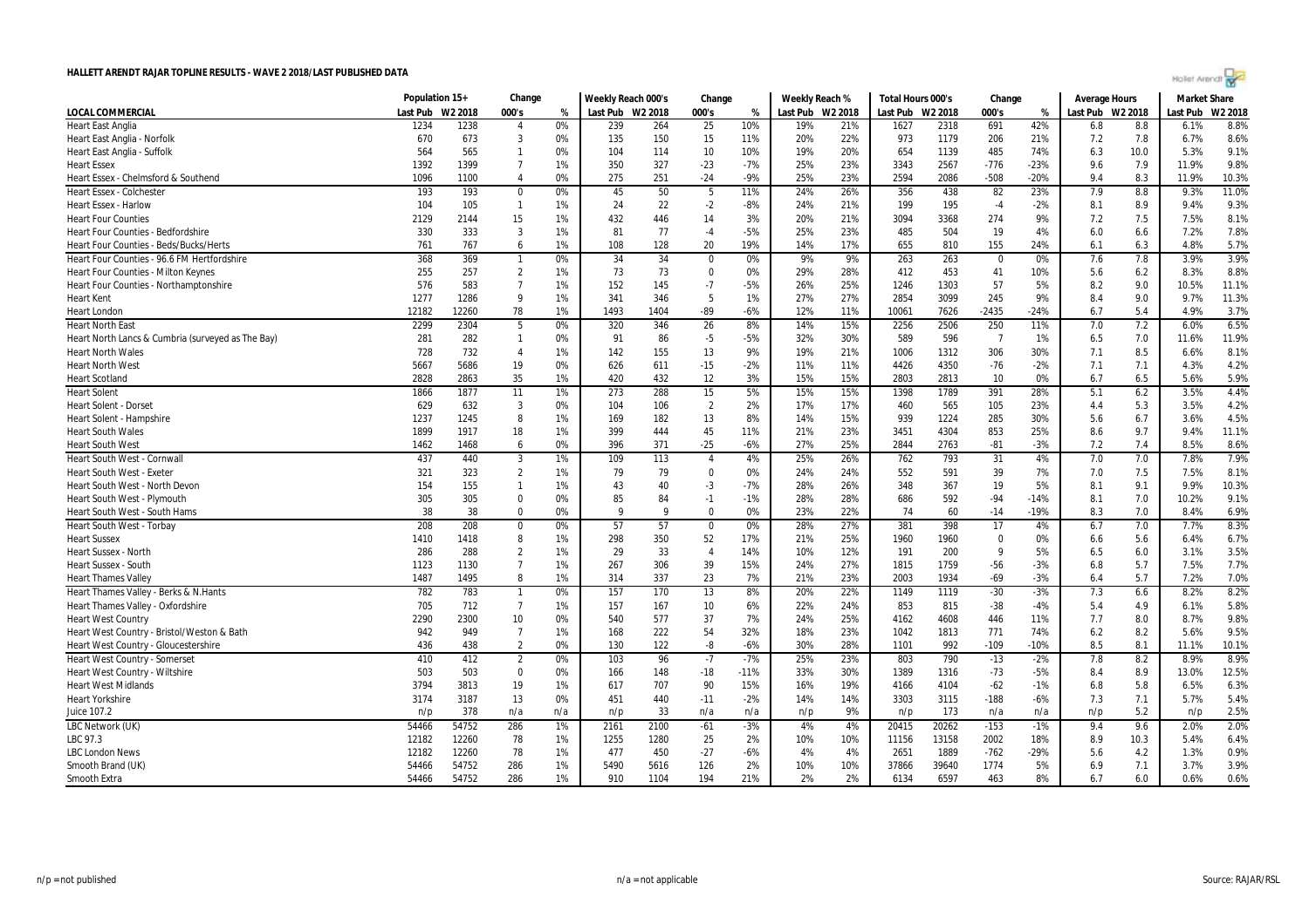# HALLETT ARENDT RAJAR TOPLINE RESULTS - WAVE 2 2018/LAST PUBLISHED DATA

| LOCAL COMMERCIAL | Population 15+ | | Change | | Weekly Reach 000's | | Change | | Weekly Reach % | | Total Hours 000's | | Change | | Average Hours | | Market Share | |
|---|---|---|---|---|---|---|---|---|---|---|---|---|---|---|---|---|---|---|
| | Last Pub | W2 2018 | 000's | % | Last Pub | W2 2018 | 000's | % | Last Pub | W2 2018 | Last Pub | W2 2018 | 000's | % | Last Pub | W2 2018 | Last Pub | W2 2018 |
| Heart East Anglia | 1234 | 1238 | 4 | 0% | 239 | 264 | 25 | 10% | 19% | 21% | 1627 | 2318 | 691 | 42% | 6.8 | 8.8 | 6.1% | 8.8% |
| Heart East Anglia - Norfolk | 670 | 673 | 3 | 0% | 135 | 150 | 15 | 11% | 20% | 22% | 973 | 1179 | 206 | 21% | 7.2 | 7.8 | 6.7% | 8.6% |
| Heart East Anglia - Suffolk | 564 | 565 | 1 | 0% | 104 | 114 | 10 | 10% | 19% | 20% | 654 | 1139 | 485 | 74% | 6.3 | 10.0 | 5.3% | 9.1% |
| Heart Essex | 1392 | 1399 | 7 | 1% | 350 | 327 | -23 | -7% | 25% | 23% | 3343 | 2567 | -776 | -23% | 9.6 | 7.9 | 11.9% | 9.8% |
| Heart Essex - Chelmsford & Southend | 1096 | 1100 | 4 | 0% | 275 | 251 | -24 | -9% | 25% | 23% | 2594 | 2086 | -508 | -20% | 9.4 | 8.3 | 11.9% | 10.3% |
| Heart Essex - Colchester | 193 | 193 | 0 | 0% | 45 | 50 | 5 | 11% | 24% | 26% | 356 | 438 | 82 | 23% | 7.9 | 8.8 | 9.3% | 11.0% |
| Heart Essex - Harlow | 104 | 105 | 1 | 1% | 24 | 22 | -2 | -8% | 24% | 21% | 199 | 195 | -4 | -2% | 8.1 | 8.9 | 9.4% | 9.3% |
| Heart Four Counties | 2129 | 2144 | 15 | 1% | 432 | 446 | 14 | 3% | 20% | 21% | 3094 | 3368 | 274 | 9% | 7.2 | 7.5 | 7.5% | 8.1% |
| Heart Four Counties - Bedfordshire | 330 | 333 | 3 | 1% | 81 | 77 | -4 | -5% | 25% | 23% | 485 | 504 | 19 | 4% | 6.0 | 6.6 | 7.2% | 7.8% |
| Heart Four Counties - Beds/Bucks/Herts | 761 | 767 | 6 | 1% | 108 | 128 | 20 | 19% | 14% | 17% | 655 | 810 | 155 | 24% | 6.1 | 6.3 | 4.8% | 5.7% |
| Heart Four Counties - 96.6 FM Hertfordshire | 368 | 369 | 1 | 0% | 34 | 34 | 0 | 0% | 9% | 9% | 263 | 263 | 0 | 0% | 7.6 | 7.8 | 3.9% | 3.9% |
| Heart Four Counties - Milton Keynes | 255 | 257 | 2 | 1% | 73 | 73 | 0 | 0% | 29% | 28% | 412 | 453 | 41 | 10% | 5.6 | 6.2 | 8.3% | 8.8% |
| Heart Four Counties - Northamptonshire | 576 | 583 | 7 | 1% | 152 | 145 | -7 | -5% | 26% | 25% | 1246 | 1303 | 57 | 5% | 8.2 | 9.0 | 10.5% | 11.1% |
| Heart Kent | 1277 | 1286 | 9 | 1% | 341 | 346 | 5 | 1% | 27% | 27% | 2854 | 3099 | 245 | 9% | 8.4 | 9.0 | 9.7% | 11.3% |
| Heart London | 12182 | 12260 | 78 | 1% | 1493 | 1404 | -89 | -6% | 12% | 11% | 10061 | 7626 | -2435 | -24% | 6.7 | 5.4 | 4.9% | 3.7% |
| Heart North East | 2299 | 2304 | 5 | 0% | 320 | 346 | 26 | 8% | 14% | 15% | 2256 | 2506 | 250 | 11% | 7.0 | 7.2 | 6.0% | 6.5% |
| Heart North Lancs & Cumbria (surveyed as The Bay) | 281 | 282 | 1 | 0% | 91 | 86 | -5 | -5% | 32% | 30% | 589 | 596 | 7 | 1% | 6.5 | 7.0 | 11.6% | 11.9% |
| Heart North Wales | 728 | 732 | 4 | 1% | 142 | 155 | 13 | 9% | 19% | 21% | 1006 | 1312 | 306 | 30% | 7.1 | 8.5 | 6.6% | 8.1% |
| Heart North West | 5667 | 5686 | 19 | 0% | 626 | 611 | -15 | -2% | 11% | 11% | 4426 | 4350 | -76 | -2% | 7.1 | 7.1 | 4.3% | 4.2% |
| Heart Scotland | 2828 | 2863 | 35 | 1% | 420 | 432 | 12 | 3% | 15% | 15% | 2803 | 2813 | 10 | 0% | 6.7 | 6.5 | 5.6% | 5.9% |
| Heart Solent | 1866 | 1877 | 11 | 1% | 273 | 288 | 15 | 5% | 15% | 15% | 1398 | 1789 | 391 | 28% | 5.1 | 6.2 | 3.5% | 4.4% |
| Heart Solent - Dorset | 629 | 632 | 3 | 0% | 104 | 106 | 2 | 2% | 17% | 17% | 460 | 565 | 105 | 23% | 4.4 | 5.3 | 3.5% | 4.2% |
| Heart Solent - Hampshire | 1237 | 1245 | 8 | 1% | 169 | 182 | 13 | 8% | 14% | 15% | 939 | 1224 | 285 | 30% | 5.6 | 6.7 | 3.6% | 4.5% |
| Heart South Wales | 1899 | 1917 | 18 | 1% | 399 | 444 | 45 | 11% | 21% | 23% | 3451 | 4304 | 853 | 25% | 8.6 | 9.7 | 9.4% | 11.1% |
| Heart South West | 1462 | 1468 | 6 | 0% | 396 | 371 | -25 | -6% | 27% | 25% | 2844 | 2763 | -81 | -3% | 7.2 | 7.4 | 8.5% | 8.6% |
| Heart South West - Cornwall | 437 | 440 | 3 | 1% | 109 | 113 | 4 | 4% | 25% | 26% | 762 | 793 | 31 | 4% | 7.0 | 7.0 | 7.8% | 7.9% |
| Heart South West - Exeter | 321 | 323 | 2 | 1% | 79 | 79 | 0 | 0% | 24% | 24% | 552 | 591 | 39 | 7% | 7.0 | 7.5 | 7.5% | 8.1% |
| Heart South West - North Devon | 154 | 155 | 1 | 1% | 43 | 40 | -3 | -7% | 28% | 26% | 348 | 367 | 19 | 5% | 8.1 | 9.1 | 9.9% | 10.3% |
| Heart South West - Plymouth | 305 | 305 | 0 | 0% | 85 | 84 | -1 | -1% | 28% | 28% | 686 | 592 | -94 | -14% | 8.1 | 7.0 | 10.2% | 9.1% |
| Heart South West - South Hams | 38 | 38 | 0 | 0% | 9 | 9 | 0 | 0% | 23% | 22% | 74 | 60 | -14 | -19% | 8.3 | 7.0 | 8.4% | 6.9% |
| Heart South West - Torbay | 208 | 208 | 0 | 0% | 57 | 57 | 0 | 0% | 28% | 27% | 381 | 398 | 17 | 4% | 6.7 | 7.0 | 7.7% | 8.3% |
| Heart Sussex | 1410 | 1418 | 8 | 1% | 298 | 350 | 52 | 17% | 21% | 25% | 1960 | 1960 | 0 | 0% | 6.6 | 5.6 | 6.4% | 6.7% |
| Heart Sussex - North | 286 | 288 | 2 | 1% | 29 | 33 | 4 | 14% | 10% | 12% | 191 | 200 | 9 | 5% | 6.5 | 6.0 | 3.1% | 3.5% |
| Heart Sussex - South | 1123 | 1130 | 7 | 1% | 267 | 306 | 39 | 15% | 24% | 27% | 1815 | 1759 | -56 | -3% | 6.8 | 5.7 | 7.5% | 7.7% |
| Heart Thames Valley | 1487 | 1495 | 8 | 1% | 314 | 337 | 23 | 7% | 21% | 23% | 2003 | 1934 | -69 | -3% | 6.4 | 5.7 | 7.2% | 7.0% |
| Heart Thames Valley - Berks & N.Hants | 782 | 783 | 1 | 0% | 157 | 170 | 13 | 8% | 20% | 22% | 1149 | 1119 | -30 | -3% | 7.3 | 6.6 | 8.2% | 8.2% |
| Heart Thames Valley - Oxfordshire | 705 | 712 | 7 | 1% | 157 | 167 | 10 | 6% | 22% | 24% | 853 | 815 | -38 | -4% | 5.4 | 4.9 | 6.1% | 5.8% |
| Heart West Country | 2290 | 2300 | 10 | 0% | 540 | 577 | 37 | 7% | 24% | 25% | 4162 | 4608 | 446 | 11% | 7.7 | 8.0 | 8.7% | 9.8% |
| Heart West Country - Bristol/Weston & Bath | 942 | 949 | 7 | 1% | 168 | 222 | 54 | 32% | 18% | 23% | 1042 | 1813 | 771 | 74% | 6.2 | 8.2 | 5.6% | 9.5% |
| Heart West Country - Gloucestershire | 436 | 438 | 2 | 0% | 130 | 122 | -8 | -6% | 30% | 28% | 1101 | 992 | -109 | -10% | 8.5 | 8.1 | 11.1% | 10.1% |
| Heart West Country - Somerset | 410 | 412 | 2 | 0% | 103 | 96 | -7 | -7% | 25% | 23% | 803 | 790 | -13 | -2% | 7.8 | 8.2 | 8.9% | 8.9% |
| Heart West Country - Wiltshire | 503 | 503 | 0 | 0% | 166 | 148 | -18 | -11% | 33% | 30% | 1389 | 1316 | -73 | -5% | 8.4 | 8.9 | 13.0% | 12.5% |
| Heart West Midlands | 3794 | 3813 | 19 | 1% | 617 | 707 | 90 | 15% | 16% | 19% | 4166 | 4104 | -62 | -1% | 6.8 | 5.8 | 6.5% | 6.3% |
| Heart Yorkshire | 3174 | 3187 | 13 | 0% | 451 | 440 | -11 | -2% | 14% | 14% | 3303 | 3115 | -188 | -6% | 7.3 | 7.1 | 5.7% | 5.4% |
| Juice 107.2 | n/p | 378 | n/a | n/a | n/p | 33 | n/a | n/a | n/p | 9% | n/p | 173 | n/a | n/a | n/p | 5.2 | n/p | 2.5% |
| LBC Network (UK) | 54466 | 54752 | 286 | 1% | 2161 | 2100 | -61 | -3% | 4% | 4% | 20415 | 20262 | -153 | -1% | 9.4 | 9.6 | 2.0% | 2.0% |
| LBC 97.3 | 12182 | 12260 | 78 | 1% | 1255 | 1280 | 25 | 2% | 10% | 10% | 11156 | 13158 | 2002 | 18% | 8.9 | 10.3 | 5.4% | 6.4% |
| LBC London News | 12182 | 12260 | 78 | 1% | 477 | 450 | -27 | -6% | 4% | 4% | 2651 | 1889 | -762 | -29% | 5.6 | 4.2 | 1.3% | 0.9% |
| Smooth Brand (UK) | 54466 | 54752 | 286 | 1% | 5490 | 5616 | 126 | 2% | 10% | 10% | 37866 | 39640 | 1774 | 5% | 6.9 | 7.1 | 3.7% | 3.9% |
| Smooth Extra | 54466 | 54752 | 286 | 1% | 910 | 1104 | 194 | 21% | 2% | 2% | 6134 | 6597 | 463 | 8% | 6.7 | 6.0 | 0.6% | 0.6% |

n/p = not published n/a = not applicable Source: RAJAR/RSL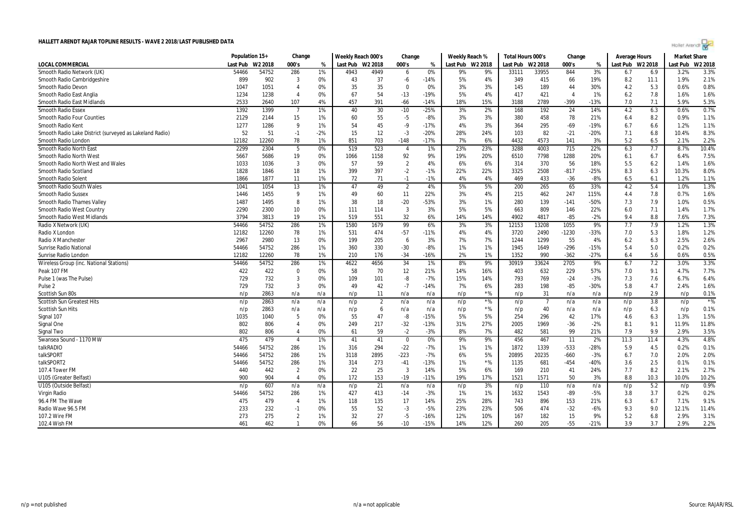# HALLETT ARENDT RAJAR TOPLINE RESULTS - WAVE 2 2018/LAST PUBLISHED DATA

| LOCAL COMMERCIAL | Population 15+ | | Change | | Weekly Reach 000's | | Change | | Weekly Reach % | | Total Hours 000's | | Change | | Average Hours | | Market Share | |
|---|---|---|---|---|---|---|---|---|---|---|---|---|---|---|---|---|---|---|
| | Last Pub | W2 2018 | 000's | % | Last Pub | W2 2018 | 000's | % | Last Pub | W2 2018 | Last Pub | W2 2018 | 000's | % | Last Pub | W2 2018 | Last Pub | W2 2018 |
| Smooth Radio Network (UK) | 54466 | 54752 | 286 | 1% | 4943 | 4949 | 6 | 0% | 9% | 9% | 33111 | 33955 | 844 | 3% | 6.7 | 6.9 | 3.2% | 3.3% |
| Smooth Radio Cambridgeshire | 899 | 902 | 3 | 0% | 43 | 37 | -6 | -14% | 5% | 4% | 349 | 415 | 66 | 19% | 8.2 | 11.1 | 1.9% | 2.1% |
| Smooth Radio Devon | 1047 | 1051 | 4 | 0% | 35 | 35 | 0 | 0% | 3% | 3% | 145 | 189 | 44 | 30% | 4.2 | 5.3 | 0.6% | 0.8% |
| Smooth Radio East Anglia | 1234 | 1238 | 4 | 0% | 67 | 54 | -13 | -19% | 5% | 4% | 417 | 421 | 4 | 1% | 6.2 | 7.8 | 1.6% | 1.6% |
| Smooth Radio East Midlands | 2533 | 2640 | 107 | 4% | 457 | 391 | -66 | -14% | 18% | 15% | 3188 | 2789 | -399 | -13% | 7.0 | 7.1 | 5.9% | 5.3% |
| Smooth Radio Essex | 1392 | 1399 | 7 | 1% | 40 | 30 | -10 | -25% | 3% | 2% | 168 | 192 | 24 | 14% | 4.2 | 6.3 | 0.6% | 0.7% |
| Smooth Radio Four Counties | 2129 | 2144 | 15 | 1% | 60 | 55 | -5 | -8% | 3% | 3% | 380 | 458 | 78 | 21% | 6.4 | 8.2 | 0.9% | 1.1% |
| Smooth Radio Kent | 1277 | 1286 | 9 | 1% | 54 | 45 | -9 | -17% | 4% | 3% | 364 | 295 | -69 | -19% | 6.7 | 6.6 | 1.2% | 1.1% |
| Smooth Radio Lake District (surveyed as Lakeland Radio) | 52 | 51 | -1 | -2% | 15 | 12 | -3 | -20% | 28% | 24% | 103 | 82 | -21 | -20% | 7.1 | 6.8 | 10.4% | 8.3% |
| Smooth Radio London | 12182 | 12260 | 78 | 1% | 851 | 703 | -148 | -17% | 7% | 6% | 4432 | 4573 | 141 | 3% | 5.2 | 6.5 | 2.1% | 2.2% |
| Smooth Radio North East | 2299 | 2304 | 5 | 0% | 519 | 523 | 4 | 1% | 23% | 23% | 3288 | 4003 | 715 | 22% | 6.3 | 7.7 | 8.7% | 10.4% |
| Smooth Radio North West | 5667 | 5686 | 19 | 0% | 1066 | 1158 | 92 | 9% | 19% | 20% | 6510 | 7798 | 1288 | 20% | 6.1 | 6.7 | 6.4% | 7.5% |
| Smooth Radio North West and Wales | 1033 | 1036 | 3 | 0% | 57 | 59 | 2 | 4% | 6% | 6% | 314 | 370 | 56 | 18% | 5.5 | 6.2 | 1.4% | 1.6% |
| Smooth Radio Scotland | 1828 | 1846 | 18 | 1% | 399 | 397 | -2 | -1% | 22% | 22% | 3325 | 2508 | -817 | -25% | 8.3 | 6.3 | 10.3% | 8.0% |
| Smooth Radio Solent | 1866 | 1877 | 11 | 1% | 72 | 71 | -1 | -1% | 4% | 4% | 469 | 433 | -36 | -8% | 6.5 | 6.1 | 1.2% | 1.1% |
| Smooth Radio South Wales | 1041 | 1054 | 13 | 1% | 47 | 49 | 2 | 4% | 5% | 5% | 200 | 265 | 65 | 33% | 4.2 | 5.4 | 1.0% | 1.3% |
| Smooth Radio Sussex | 1446 | 1455 | 9 | 1% | 49 | 60 | 11 | 22% | 3% | 4% | 215 | 462 | 247 | 115% | 4.4 | 7.8 | 0.7% | 1.6% |
| Smooth Radio Thames Valley | 1487 | 1495 | 8 | 1% | 38 | 18 | -20 | -53% | 3% | 1% | 280 | 139 | -141 | -50% | 7.3 | 7.9 | 1.0% | 0.5% |
| Smooth Radio West Country | 2290 | 2300 | 10 | 0% | 111 | 114 | 3 | 3% | 5% | 5% | 663 | 809 | 146 | 22% | 6.0 | 7.1 | 1.4% | 1.7% |
| Smooth Radio West Midlands | 3794 | 3813 | 19 | 1% | 519 | 551 | 32 | 6% | 14% | 14% | 4902 | 4817 | -85 | -2% | 9.4 | 8.8 | 7.6% | 7.3% |
| Radio X Network (UK) | 54466 | 54752 | 286 | 1% | 1580 | 1679 | 99 | 6% | 3% | 3% | 12153 | 13208 | 1055 | 9% | 7.7 | 7.9 | 1.2% | 1.3% |
| Radio X London | 12182 | 12260 | 78 | 1% | 531 | 474 | -57 | -11% | 4% | 4% | 3720 | 2490 | -1230 | -33% | 7.0 | 5.3 | 1.8% | 1.2% |
| Radio X Manchester | 2967 | 2980 | 13 | 0% | 199 | 205 | 6 | 3% | 7% | 7% | 1244 | 1299 | 55 | 4% | 6.2 | 6.3 | 2.5% | 2.6% |
| Sunrise Radio National | 54466 | 54752 | 286 | 1% | 360 | 330 | -30 | -8% | 1% | 1% | 1945 | 1649 | -296 | -15% | 5.4 | 5.0 | 0.2% | 0.2% |
| Sunrise Radio London | 12182 | 12260 | 78 | 1% | 210 | 176 | -34 | -16% | 2% | 1% | 1352 | 990 | -362 | -27% | 6.4 | 5.6 | 0.6% | 0.5% |
| Wireless Group (inc. National Stations) | 54466 | 54752 | 286 | 1% | 4622 | 4656 | 34 | 1% | 8% | 9% | 30919 | 33624 | 2705 | 9% | 6.7 | 7.2 | 3.0% | 3.3% |
| Peak 107 FM | 422 | 422 | 0 | 0% | 58 | 70 | 12 | 21% | 14% | 16% | 403 | 632 | 229 | 57% | 7.0 | 9.1 | 4.7% | 7.7% |
| Pulse 1 (was The Pulse) | 729 | 732 | 3 | 0% | 109 | 101 | -8 | -7% | 15% | 14% | 793 | 769 | -24 | -3% | 7.3 | 7.6 | 6.7% | 6.4% |
| Pulse 2 | 729 | 732 | 3 | 0% | 49 | 42 | -7 | -14% | 7% | 6% | 283 | 198 | -85 | -30% | 5.8 | 4.7 | 2.4% | 1.6% |
| Scottish Sun 80s | n/p | 2863 | n/a | n/a | n/p | 11 | n/a | n/a | n/p | *% | n/p | 31 | n/a | n/a | n/p | 2.9 | n/p | 0.1% |
| Scottish Sun Greatest Hits | n/p | 2863 | n/a | n/a | n/p | 2 | n/a | n/a | n/p | *% | n/p | 7 | n/a | n/a | n/p | 3.8 | n/p | *% |
| Scottish Sun Hits | n/p | 2863 | n/a | n/a | n/p | 6 | n/a | n/a | n/p | *% | n/p | 40 | n/a | n/a | n/p | 6.3 | n/p | 0.1% |
| Signal 107 | 1035 | 1040 | 5 | 0% | 55 | 47 | -8 | -15% | 5% | 5% | 254 | 296 | 42 | 17% | 4.6 | 6.3 | 1.3% | 1.5% |
| Signal One | 802 | 806 | 4 | 0% | 249 | 217 | -32 | -13% | 31% | 27% | 2005 | 1969 | -36 | -2% | 8.1 | 9.1 | 11.9% | 11.8% |
| Signal Two | 802 | 806 | 4 | 0% | 61 | 59 | -2 | -3% | 8% | 7% | 482 | 581 | 99 | 21% | 7.9 | 9.9 | 2.9% | 3.5% |
| Swansea Sound - 1170 MW | 475 | 479 | 4 | 1% | 41 | 41 | 0 | 0% | 9% | 9% | 456 | 467 | 11 | 2% | 11.3 | 11.4 | 4.3% | 4.8% |
| talkRADIO | 54466 | 54752 | 286 | 1% | 316 | 294 | -22 | -7% | 1% | 1% | 1872 | 1339 | -533 | -28% | 5.9 | 4.5 | 0.2% | 0.1% |
| talkSPORT | 54466 | 54752 | 286 | 1% | 3118 | 2895 | -223 | -7% | 6% | 5% | 20895 | 20235 | -660 | -3% | 6.7 | 7.0 | 2.0% | 2.0% |
| talkSPORT2 | 54466 | 54752 | 286 | 1% | 314 | 273 | -41 | -13% | 1% | *% | 1135 | 681 | -454 | -40% | 3.6 | 2.5 | 0.1% | 0.1% |
| 107.4 Tower FM | 440 | 442 | 2 | 0% | 22 | 25 | 3 | 14% | 5% | 6% | 169 | 210 | 41 | 24% | 7.7 | 8.2 | 2.1% | 2.7% |
| U105 (Greater Belfast) | 900 | 904 | 4 | 0% | 172 | 153 | -19 | -11% | 19% | 17% | 1521 | 1571 | 50 | 3% | 8.8 | 10.3 | 10.0% | 10.2% |
| U105 (Outside Belfast) | n/p | 607 | n/a | n/a | n/p | 21 | n/a | n/a | n/p | 3% | n/p | 110 | n/a | n/a | n/p | 5.2 | n/p | 0.9% |
| Virgin Radio | 54466 | 54752 | 286 | 1% | 427 | 413 | -14 | -3% | 1% | 1% | 1632 | 1543 | -89 | -5% | 3.8 | 3.7 | 0.2% | 0.2% |
| 96.4 FM The Wave | 475 | 479 | 4 | 1% | 118 | 135 | 17 | 14% | 25% | 28% | 743 | 896 | 153 | 21% | 6.3 | 6.7 | 7.1% | 9.1% |
| Radio Wave 96.5 FM | 233 | 232 | -1 | 0% | 55 | 52 | -3 | -5% | 23% | 23% | 506 | 474 | -32 | -6% | 9.3 | 9.0 | 12.1% | 11.4% |
| 107.2 Wire FM | 273 | 275 | 2 | 1% | 32 | 27 | -5 | -16% | 12% | 10% | 167 | 182 | 15 | 9% | 5.2 | 6.8 | 2.9% | 3.1% |
| 102.4 Wish FM | 461 | 462 | 1 | 0% | 66 | 56 | -10 | -15% | 14% | 12% | 260 | 205 | -55 | -21% | 3.9 | 3.7 | 2.9% | 2.2% |

n/p = not published

n/a = not applicable

Source: RAJAR/RSL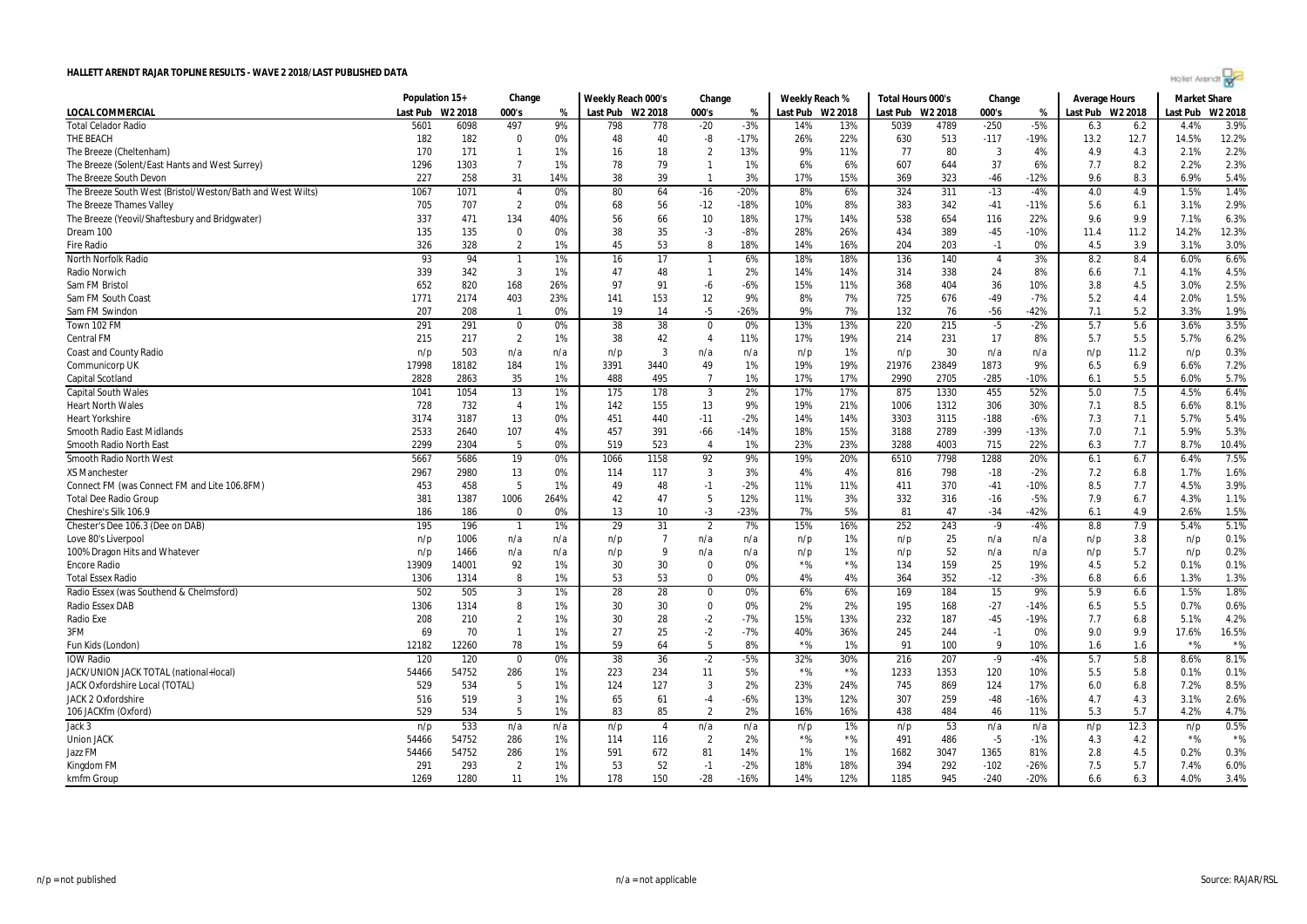# HALLETT ARENDT RAJAR TOPLINE RESULTS - WAVE 2 2018/LAST PUBLISHED DATA

| | Population 15+ | | Change | | Weekly Reach 000's | | Change | | Weekly Reach % | | Total Hours 000's | | Change | | Average Hours | | Market Share | |
|---|---|---|---|---|---|---|---|---|---|---|---|---|---|---|---|---|---|---|
| LOCAL COMMERCIAL | Last Pub | W2 2018 | 000's | % | Last Pub | W2 2018 | 000's | % | Last Pub | W2 2018 | Last Pub | W2 2018 | 000's | % | Last Pub | W2 2018 | Last Pub | W2 2018 |
| Total Celador Radio | 5601 | 6098 | 497 | 9% | 798 | 778 | -20 | -3% | 14% | 13% | 5039 | 4789 | -250 | -5% | 6.3 | 6.2 | 4.4% | 3.9% |
| THE BEACH | 182 | 182 | 0 | 0% | 48 | 40 | -8 | -17% | 26% | 22% | 630 | 513 | -117 | -19% | 13.2 | 12.7 | 14.5% | 12.2% |
| The Breeze (Cheltenham) | 170 | 171 | 1 | 1% | 16 | 18 | 2 | 13% | 9% | 11% | 77 | 80 | 3 | 4% | 4.9 | 4.3 | 2.1% | 2.2% |
| The Breeze (Solent/East Hants and West Surrey) | 1296 | 1303 | 7 | 1% | 78 | 79 | 1 | 1% | 6% | 6% | 607 | 644 | 37 | 6% | 7.7 | 8.2 | 2.2% | 2.3% |
| The Breeze South Devon | 227 | 258 | 31 | 14% | 38 | 39 | 1 | 3% | 17% | 15% | 369 | 323 | -46 | -12% | 9.6 | 8.3 | 6.9% | 5.4% |
| The Breeze South West (Bristol/Weston/Bath and West Wilts) | 1067 | 1071 | 4 | 0% | 80 | 64 | -16 | -20% | 8% | 6% | 324 | 311 | -13 | -4% | 4.0 | 4.9 | 1.5% | 1.4% |
| The Breeze Thames Valley | 705 | 707 | 2 | 0% | 68 | 56 | -12 | -18% | 10% | 8% | 383 | 342 | -41 | -11% | 5.6 | 6.1 | 3.1% | 2.9% |
| The Breeze (Yeovil/Shaftesbury and Bridgwater) | 337 | 471 | 134 | 40% | 56 | 66 | 10 | 18% | 17% | 14% | 538 | 654 | 116 | 22% | 9.6 | 9.9 | 7.1% | 6.3% |
| Dream 100 | 135 | 135 | 0 | 0% | 38 | 35 | -3 | -8% | 28% | 26% | 434 | 389 | -45 | -10% | 11.4 | 11.2 | 14.2% | 12.3% |
| Fire Radio | 326 | 328 | 2 | 1% | 45 | 53 | 8 | 18% | 14% | 16% | 204 | 203 | -1 | 0% | 4.5 | 3.9 | 3.1% | 3.0% |
| North Norfolk Radio | 93 | 94 | 1 | 1% | 16 | 17 | 1 | 6% | 18% | 18% | 136 | 140 | 4 | 3% | 8.2 | 8.4 | 6.0% | 6.6% |
| Radio Norwich | 339 | 342 | 3 | 1% | 47 | 48 | 1 | 2% | 14% | 14% | 314 | 338 | 24 | 8% | 6.6 | 7.1 | 4.1% | 4.5% |
| Sam FM Bristol | 652 | 820 | 168 | 26% | 97 | 91 | -6 | -6% | 15% | 11% | 368 | 404 | 36 | 10% | 3.8 | 4.5 | 3.0% | 2.5% |
| Sam FM South Coast | 1771 | 2174 | 403 | 23% | 141 | 153 | 12 | 9% | 8% | 7% | 725 | 676 | -49 | -7% | 5.2 | 4.4 | 2.0% | 1.5% |
| Sam FM Swindon | 207 | 208 | 1 | 0% | 19 | 14 | -5 | -26% | 9% | 7% | 132 | 76 | -56 | -42% | 7.1 | 5.2 | 3.3% | 1.9% |
| Town 102 FM | 291 | 291 | 0 | 0% | 38 | 38 | 0 | 0% | 13% | 13% | 220 | 215 | -5 | -2% | 5.7 | 5.6 | 3.6% | 3.5% |
| Central FM | 215 | 217 | 2 | 1% | 38 | 42 | 4 | 11% | 17% | 19% | 214 | 231 | 17 | 8% | 5.7 | 5.5 | 5.7% | 6.2% |
| Coast and County Radio | n/p | 503 | n/a | n/a | n/p | 3 | n/a | n/a | n/p | 1% | n/p | 30 | n/a | n/a | n/p | 11.2 | n/p | 0.3% |
| Communicorp UK | 17998 | 18182 | 184 | 1% | 3391 | 3440 | 49 | 1% | 19% | 19% | 21976 | 23849 | 1873 | 9% | 6.5 | 6.9 | 6.6% | 7.2% |
| Capital Scotland | 2828 | 2863 | 35 | 1% | 488 | 495 | 7 | 1% | 17% | 17% | 2990 | 2705 | -285 | -10% | 6.1 | 5.5 | 6.0% | 5.7% |
| Capital South Wales | 1041 | 1054 | 13 | 1% | 175 | 178 | 3 | 2% | 17% | 17% | 875 | 1330 | 455 | 52% | 5.0 | 7.5 | 4.5% | 6.4% |
| Heart North Wales | 728 | 732 | 4 | 1% | 142 | 155 | 13 | 9% | 19% | 21% | 1006 | 1312 | 306 | 30% | 7.1 | 8.5 | 6.6% | 8.1% |
| Heart Yorkshire | 3174 | 3187 | 13 | 0% | 451 | 440 | -11 | -2% | 14% | 14% | 3303 | 3115 | -188 | -6% | 7.3 | 7.1 | 5.7% | 5.4% |
| Smooth Radio East Midlands | 2533 | 2640 | 107 | 4% | 457 | 391 | -66 | -14% | 18% | 15% | 3188 | 2789 | -399 | -13% | 7.0 | 7.1 | 5.9% | 5.3% |
| Smooth Radio North East | 2299 | 2304 | 5 | 0% | 519 | 523 | 4 | 1% | 23% | 23% | 3288 | 4003 | 715 | 22% | 6.3 | 7.7 | 8.7% | 10.4% |
| Smooth Radio North West | 5667 | 5686 | 19 | 0% | 1066 | 1158 | 92 | 9% | 19% | 20% | 6510 | 7798 | 1288 | 20% | 6.1 | 6.7 | 6.4% | 7.5% |
| XS Manchester | 2967 | 2980 | 13 | 0% | 114 | 117 | 3 | 3% | 4% | 4% | 816 | 798 | -18 | -2% | 7.2 | 6.8 | 1.7% | 1.6% |
| Connect FM (was Connect FM and Lite 106.8FM) | 453 | 458 | 5 | 1% | 49 | 48 | -1 | -2% | 11% | 11% | 411 | 370 | -41 | -10% | 8.5 | 7.7 | 4.5% | 3.9% |
| Total Dee Radio Group | 381 | 1387 | 1006 | 264% | 42 | 47 | 5 | 12% | 11% | 3% | 332 | 316 | -16 | -5% | 7.9 | 6.7 | 4.3% | 1.1% |
| Cheshire's Silk 106.9 | 186 | 186 | 0 | 0% | 13 | 10 | -3 | -23% | 7% | 5% | 81 | 47 | -34 | -42% | 6.1 | 4.9 | 2.6% | 1.5% |
| Chester's Dee 106.3 (Dee on DAB) | 195 | 196 | 1 | 1% | 29 | 31 | 2 | 7% | 15% | 16% | 252 | 243 | -9 | -4% | 8.8 | 7.9 | 5.4% | 5.1% |
| Love 80's Liverpool | n/p | 1006 | n/a | n/a | n/p | 7 | n/a | n/a | n/p | 1% | n/p | 25 | n/a | n/a | n/p | 3.8 | n/p | 0.1% |
| 100% Dragon Hits and Whatever | n/p | 1466 | n/a | n/a | n/p | 9 | n/a | n/a | n/p | 1% | n/p | 52 | n/a | n/a | n/p | 5.7 | n/p | 0.2% |
| Encore Radio | 13909 | 14001 | 92 | 1% | 30 | 30 | 0 | 0% | *% | *% | 134 | 159 | 25 | 19% | 4.5 | 5.2 | 0.1% | 0.1% |
| Total Essex Radio | 1306 | 1314 | 8 | 1% | 53 | 53 | 0 | 0% | 4% | 4% | 364 | 352 | -12 | -3% | 6.8 | 6.6 | 1.3% | 1.3% |
| Radio Essex (was Southend & Chelmsford) | 502 | 505 | 3 | 1% | 28 | 28 | 0 | 0% | 6% | 6% | 169 | 184 | 15 | 9% | 5.9 | 6.6 | 1.5% | 1.8% |
| Radio Essex DAB | 1306 | 1314 | 8 | 1% | 30 | 30 | 0 | 0% | 2% | 2% | 195 | 168 | -27 | -14% | 6.5 | 5.5 | 0.7% | 0.6% |
| Radio Exe | 208 | 210 | 2 | 1% | 30 | 28 | -2 | -7% | 15% | 13% | 232 | 187 | -45 | -19% | 7.7 | 6.8 | 5.1% | 4.2% |
| 3FM | 69 | 70 | 1 | 1% | 27 | 25 | -2 | -7% | 40% | 36% | 245 | 244 | -1 | 0% | 9.0 | 9.9 | 17.6% | 16.5% |
| Fun Kids (London) | 12182 | 12260 | 78 | 1% | 59 | 64 | 5 | 8% | *% | 1% | 91 | 100 | 9 | 10% | 1.6 | 1.6 | *% | *% |
| IOW Radio | 120 | 120 | 0 | 0% | 38 | 36 | -2 | -5% | 32% | 30% | 216 | 207 | -9 | -4% | 5.7 | 5.8 | 8.6% | 8.1% |
| JACK/UNION JACK TOTAL (national+local) | 54466 | 54752 | 286 | 1% | 223 | 234 | 11 | 5% | *% | *% | 1233 | 1353 | 120 | 10% | 5.5 | 5.8 | 0.1% | 0.1% |
| JACK Oxfordshire Local (TOTAL) | 529 | 534 | 5 | 1% | 124 | 127 | 3 | 2% | 23% | 24% | 745 | 869 | 124 | 17% | 6.0 | 6.8 | 7.2% | 8.5% |
| JACK 2 Oxfordshire | 516 | 519 | 3 | 1% | 65 | 61 | -4 | -6% | 13% | 12% | 307 | 259 | -48 | -16% | 4.7 | 4.3 | 3.1% | 2.6% |
| 106 JACKfm (Oxford) | 529 | 534 | 5 | 1% | 83 | 85 | 2 | 2% | 16% | 16% | 438 | 484 | 46 | 11% | 5.3 | 5.7 | 4.2% | 4.7% |
| Jack 3 | n/p | 533 | n/a | n/a | n/p | 4 | n/a | n/a | n/p | 1% | n/p | 53 | n/a | n/a | n/p | 12.3 | n/p | 0.5% |
| Union JACK | 54466 | 54752 | 286 | 1% | 114 | 116 | 2 | 2% | *% | *% | 491 | 486 | -5 | -1% | 4.3 | 4.2 | *% | *% |
| Jazz FM | 54466 | 54752 | 286 | 1% | 591 | 672 | 81 | 14% | 1% | 1% | 1682 | 3047 | 1365 | 81% | 2.8 | 4.5 | 0.2% | 0.3% |
| Kingdom FM | 291 | 293 | 2 | 1% | 53 | 52 | -1 | -2% | 18% | 18% | 394 | 292 | -102 | -26% | 7.5 | 5.7 | 7.4% | 6.0% |
| kmfm Group | 1269 | 1280 | 11 | 1% | 178 | 150 | -28 | -16% | 14% | 12% | 1185 | 945 | -240 | -20% | 6.6 | 6.3 | 4.0% | 3.4% |

n/p = not published

n/a = not applicable

Source: RAJAR/RSL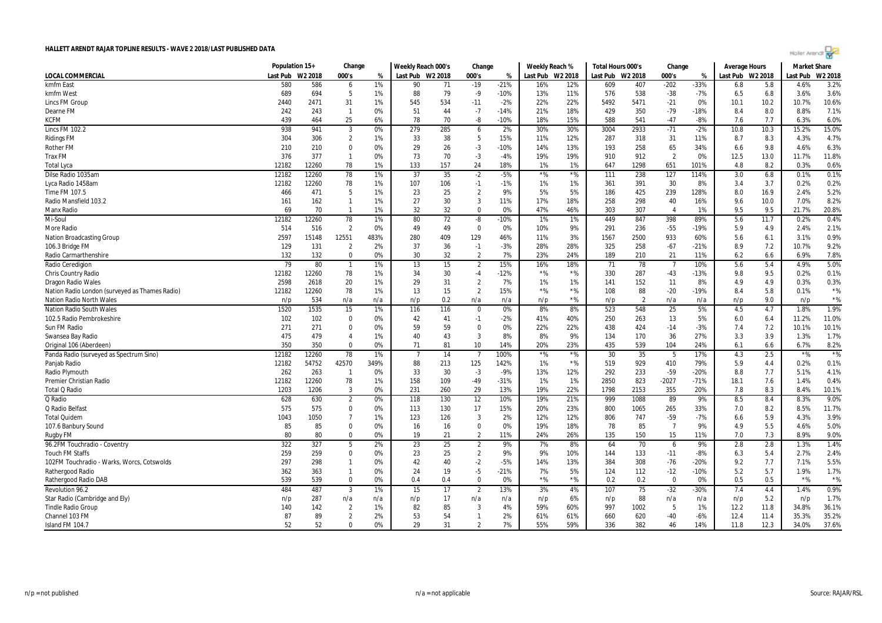# HALLETT ARENDT RAJAR TOPLINE RESULTS - WAVE 2 2018/LAST PUBLISHED DATA

| | Population 15+ | | Change | | Weekly Reach 000's | | Change | | Weekly Reach % | | Total Hours 000's | | Change | | Average Hours | | Market Share | |
|---|---|---|---|---|---|---|---|---|---|---|---|---|---|---|---|---|---|---|
| LOCAL COMMERCIAL | Last Pub | W2 2018 | 000's | % | Last Pub | W2 2018 | 000's | % | Last Pub | W2 2018 | Last Pub | W2 2018 | 000's | % | Last Pub | W2 2018 | Last Pub | W2 2018 |
| kmfm East | 580 | 586 | 6 | 1% | 90 | 71 | -19 | -21% | 16% | 12% | 609 | 407 | -202 | -33% | 6.8 | 5.8 | 4.6% | 3.2% |
| kmfm West | 689 | 694 | 5 | 1% | 88 | 79 | -9 | -10% | 13% | 11% | 576 | 538 | -38 | -7% | 6.5 | 6.8 | 3.6% | 3.6% |
| Lincs FM Group | 2440 | 2471 | 31 | 1% | 545 | 534 | -11 | -2% | 22% | 22% | 5492 | 5471 | -21 | 0% | 10.1 | 10.2 | 10.7% | 10.6% |
| Dearne FM | 242 | 243 | 1 | 0% | 51 | 44 | -7 | -14% | 21% | 18% | 429 | 350 | -79 | -18% | 8.4 | 8.0 | 8.8% | 7.1% |
| KCFM | 439 | 464 | 25 | 6% | 78 | 70 | -8 | -10% | 18% | 15% | 588 | 541 | -47 | -8% | 7.6 | 7.7 | 6.3% | 6.0% |
| Lincs FM 102.2 | 938 | 941 | 3 | 0% | 279 | 285 | 6 | 2% | 30% | 30% | 3004 | 2933 | -71 | -2% | 10.8 | 10.3 | 15.2% | 15.0% |
| Ridings FM | 304 | 306 | 2 | 1% | 33 | 38 | 5 | 15% | 11% | 12% | 287 | 318 | 31 | 11% | 8.7 | 8.3 | 4.3% | 4.7% |
| Rother FM | 210 | 210 | 0 | 0% | 29 | 26 | -3 | -10% | 14% | 13% | 193 | 258 | 65 | 34% | 6.6 | 9.8 | 4.6% | 6.3% |
| Trax FM | 376 | 377 | 1 | 0% | 73 | 70 | -3 | -4% | 19% | 19% | 910 | 912 | 2 | 0% | 12.5 | 13.0 | 11.7% | 11.8% |
| Total Lyca | 12182 | 12260 | 78 | 1% | 133 | 157 | 24 | 18% | 1% | 1% | 647 | 1298 | 651 | 101% | 4.8 | 8.2 | 0.3% | 0.6% |
| Dilse Radio 1035am | 12182 | 12260 | 78 | 1% | 37 | 35 | -2 | -5% | *% | *% | 111 | 238 | 127 | 114% | 3.0 | 6.8 | 0.1% | 0.1% |
| Lyca Radio 1458am | 12182 | 12260 | 78 | 1% | 107 | 106 | -1 | -1% | 1% | 1% | 361 | 391 | 30 | 8% | 3.4 | 3.7 | 0.2% | 0.2% |
| Time FM 107.5 | 466 | 471 | 5 | 1% | 23 | 25 | 2 | 9% | 5% | 5% | 186 | 425 | 239 | 128% | 8.0 | 16.9 | 2.4% | 5.2% |
| Radio Mansfield 103.2 | 161 | 162 | 1 | 1% | 27 | 30 | 3 | 11% | 17% | 18% | 258 | 298 | 40 | 16% | 9.6 | 10.0 | 7.0% | 8.2% |
| Manx Radio | 69 | 70 | 1 | 1% | 32 | 32 | 0 | 0% | 47% | 46% | 303 | 307 | 4 | 1% | 9.5 | 9.5 | 21.7% | 20.8% |
| Mi-Soul | 12182 | 12260 | 78 | 1% | 80 | 72 | -8 | -10% | 1% | 1% | 449 | 847 | 398 | 89% | 5.6 | 11.7 | 0.2% | 0.4% |
| More Radio | 514 | 516 | 2 | 0% | 49 | 49 | 0 | 0% | 10% | 9% | 291 | 236 | -55 | -19% | 5.9 | 4.9 | 2.4% | 2.1% |
| Nation Broadcasting Group | 2597 | 15148 | 12551 | 483% | 280 | 409 | 129 | 46% | 11% | 3% | 1567 | 2500 | 933 | 60% | 5.6 | 6.1 | 3.1% | 0.9% |
| 106.3 Bridge FM | 129 | 131 | 2 | 2% | 37 | 36 | -1 | -3% | 28% | 28% | 325 | 258 | -67 | -21% | 8.9 | 7.2 | 10.7% | 9.2% |
| Radio Carmarthenshire | 132 | 132 | 0 | 0% | 30 | 32 | 2 | 7% | 23% | 24% | 189 | 210 | 21 | 11% | 6.2 | 6.6 | 6.9% | 7.8% |
| Radio Ceredigion | 79 | 80 | 1 | 1% | 13 | 15 | 2 | 15% | 16% | 18% | 71 | 78 | 7 | 10% | 5.6 | 5.4 | 4.9% | 5.0% |
| Chris Country Radio | 12182 | 12260 | 78 | 1% | 34 | 30 | -4 | -12% | *% | *% | 330 | 287 | -43 | -13% | 9.8 | 9.5 | 0.2% | 0.1% |
| Dragon Radio Wales | 2598 | 2618 | 20 | 1% | 29 | 31 | 2 | 7% | 1% | 1% | 141 | 152 | 11 | 8% | 4.9 | 4.9 | 0.3% | 0.3% |
| Nation Radio London (surveyed as Thames Radio) | 12182 | 12260 | 78 | 1% | 13 | 15 | 2 | 15% | *% | *% | 108 | 88 | -20 | -19% | 8.4 | 5.8 | 0.1% | *% |
| Nation Radio North Wales | n/p | 534 | n/a | n/a | n/p | 0.2 | n/a | n/a | n/p | *% | n/p | 2 | n/a | n/a | n/p | 9.0 | n/p | *% |
| Nation Radio South Wales | 1520 | 1535 | 15 | 1% | 116 | 116 | 0 | 0% | 8% | 8% | 523 | 548 | 25 | 5% | 4.5 | 4.7 | 1.8% | 1.9% |
| 102.5 Radio Pembrokeshire | 102 | 102 | 0 | 0% | 42 | 41 | -1 | -2% | 41% | 40% | 250 | 263 | 13 | 5% | 6.0 | 6.4 | 11.2% | 11.0% |
| Sun FM Radio | 271 | 271 | 0 | 0% | 59 | 59 | 0 | 0% | 22% | 22% | 438 | 424 | -14 | -3% | 7.4 | 7.2 | 10.1% | 10.1% |
| Swansea Bay Radio | 475 | 479 | 4 | 1% | 40 | 43 | 3 | 8% | 8% | 9% | 134 | 170 | 36 | 27% | 3.3 | 3.9 | 1.3% | 1.7% |
| Original 106 (Aberdeen) | 350 | 350 | 0 | 0% | 71 | 81 | 10 | 14% | 20% | 23% | 435 | 539 | 104 | 24% | 6.1 | 6.6 | 6.7% | 8.2% |
| Panda Radio (surveyed as Spectrum Sino) | 12182 | 12260 | 78 | 1% | 7 | 14 | 7 | 100% | *% | *% | 30 | 35 | 5 | 17% | 4.3 | 2.5 | *% | *% |
| Panjab Radio | 12182 | 54752 | 42570 | 349% | 88 | 213 | 125 | 142% | 1% | *% | 519 | 929 | 410 | 79% | 5.9 | 4.4 | 0.2% | 0.1% |
| Radio Plymouth | 262 | 263 | 1 | 0% | 33 | 30 | -3 | -9% | 13% | 12% | 292 | 233 | -59 | -20% | 8.8 | 7.7 | 5.1% | 4.1% |
| Premier Christian Radio | 12182 | 12260 | 78 | 1% | 158 | 109 | -49 | -31% | 1% | 1% | 2850 | 823 | -2027 | -71% | 18.1 | 7.6 | 1.4% | 0.4% |
| Total Q Radio | 1203 | 1206 | 3 | 0% | 231 | 260 | 29 | 13% | 19% | 22% | 1798 | 2153 | 355 | 20% | 7.8 | 8.3 | 8.4% | 10.1% |
| Q Radio | 628 | 630 | 2 | 0% | 118 | 130 | 12 | 10% | 19% | 21% | 999 | 1088 | 89 | 9% | 8.5 | 8.4 | 8.3% | 9.0% |
| Q Radio Belfast | 575 | 575 | 0 | 0% | 113 | 130 | 17 | 15% | 20% | 23% | 800 | 1065 | 265 | 33% | 7.0 | 8.2 | 8.5% | 11.7% |
| Total Quidem | 1043 | 1050 | 7 | 1% | 123 | 126 | 3 | 2% | 12% | 12% | 806 | 747 | -59 | -7% | 6.6 | 5.9 | 4.3% | 3.9% |
| 107.6 Banbury Sound | 85 | 85 | 0 | 0% | 16 | 16 | 0 | 0% | 19% | 18% | 78 | 85 | 7 | 9% | 4.9 | 5.5 | 4.6% | 5.0% |
| Rugby FM | 80 | 80 | 0 | 0% | 19 | 21 | 2 | 11% | 24% | 26% | 135 | 150 | 15 | 11% | 7.0 | 7.3 | 8.9% | 9.0% |
| 96.2FM Touchradio - Coventry | 322 | 327 | 5 | 2% | 23 | 25 | 2 | 9% | 7% | 8% | 64 | 70 | 6 | 9% | 2.8 | 2.8 | 1.3% | 1.4% |
| Touch FM Staffs | 259 | 259 | 0 | 0% | 23 | 25 | 2 | 9% | 9% | 10% | 144 | 133 | -11 | -8% | 6.3 | 5.4 | 2.7% | 2.4% |
| 102FM Touchradio - Warks, Worcs, Cotswolds | 297 | 298 | 1 | 0% | 42 | 40 | -2 | -5% | 14% | 13% | 384 | 308 | -76 | -20% | 9.2 | 7.7 | 7.1% | 5.5% |
| Rathergood Radio | 362 | 363 | 1 | 0% | 24 | 19 | -5 | -21% | 7% | 5% | 124 | 112 | -12 | -10% | 5.2 | 5.7 | 1.9% | 1.7% |
| Rathergood Radio DAB | 539 | 539 | 0 | 0% | 0.4 | 0.4 | 0 | 0% | *% | *% | 0.2 | 0.2 | 0 | 0% | 0.5 | 0.5 | *% | *% |
| Revolution 96.2 | 484 | 487 | 3 | 1% | 15 | 17 | 2 | 13% | 3% | 4% | 107 | 75 | -32 | -30% | 7.4 | 4.4 | 1.4% | 0.9% |
| Star Radio (Cambridge and Ely) | n/p | 287 | n/a | n/a | n/p | 17 | n/a | n/a | n/p | 6% | n/p | 88 | n/a | n/a | n/p | 5.2 | n/p | 1.7% |
| Tindle Radio Group | 140 | 142 | 2 | 1% | 82 | 85 | 3 | 4% | 59% | 60% | 997 | 1002 | 5 | 1% | 12.2 | 11.8 | 34.8% | 36.1% |
| Channel 103 FM | 87 | 89 | 2 | 2% | 53 | 54 | 1 | 2% | 61% | 61% | 660 | 620 | -40 | -6% | 12.4 | 11.4 | 35.3% | 35.2% |
| Island FM 104.7 | 52 | 52 | 0 | 0% | 29 | 31 | 2 | 7% | 55% | 59% | 336 | 382 | 46 | 14% | 11.8 | 12.3 | 34.0% | 37.6% |

n/p = not published n/a = not applicable Source: RAJAR/RSL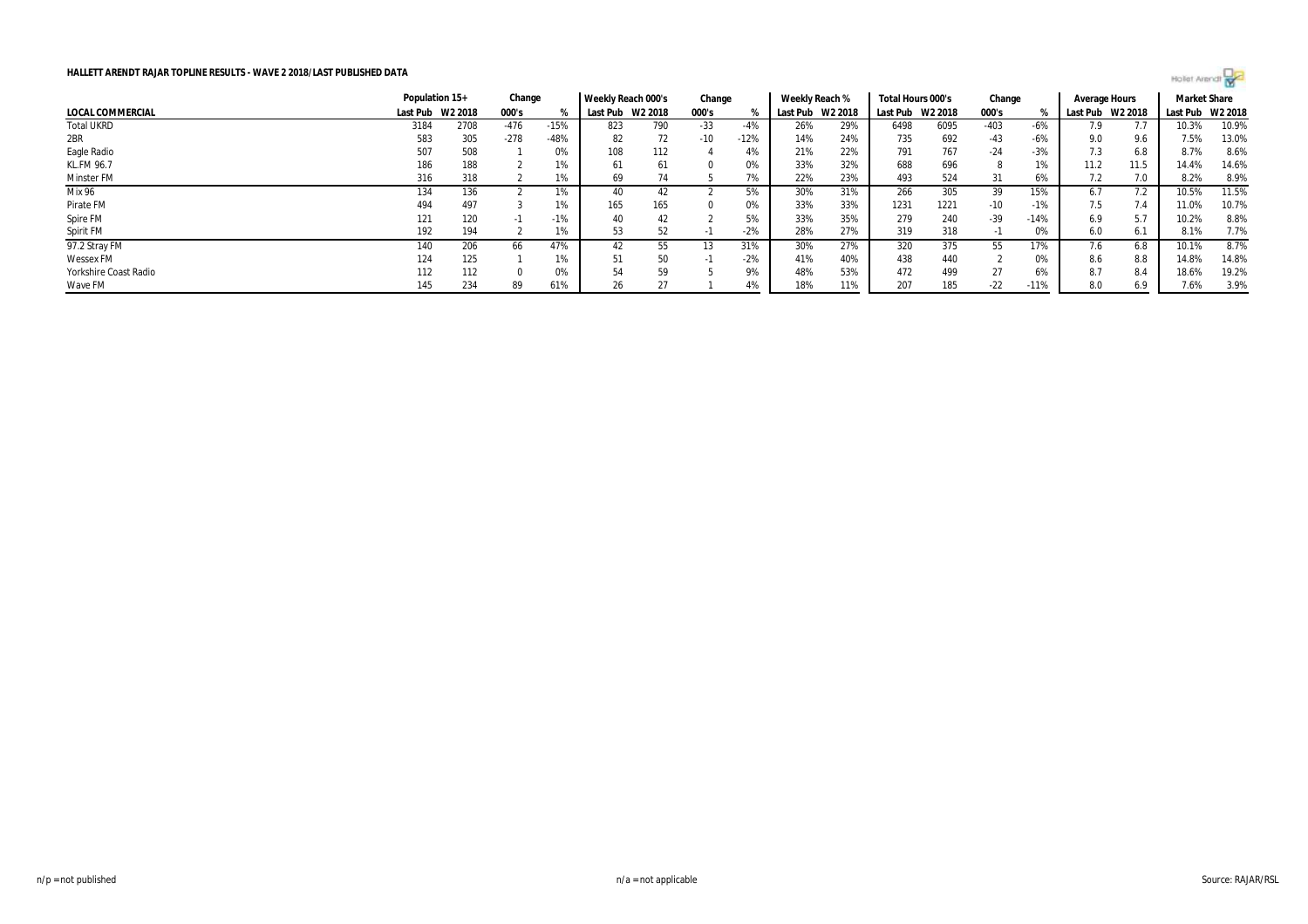**HALLETT ARENDT RAJAR TOPLINE RESULTS - WAVE 2 2018/LAST PUBLISHED DATA**

| | Population 15+ | | Change | | Weekly Reach 000's | | Change | | Weekly Reach % | | Total Hours 000's | | Change | | Average Hours | | Market Share | |
|---|---|---|---|---|---|---|---|---|---|---|---|---|---|---|---|---|---|---|
| **LOCAL COMMERCIAL** | Last Pub | W2 2018 | 000's | % | Last Pub | W2 2018 | 000's | % | Last Pub | W2 2018 | Last Pub | W2 2018 | 000's | % | Last Pub | W2 2018 | Last Pub | W2 2018 |
| Total UKRD | 3184 | 2708 | -476 | -15% | 823 | 790 | -33 | -4% | 26% | 29% | 6498 | 6095 | -403 | -6% | 7.9 | 7.7 | 10.3% | 10.9% |
| 2BR | 583 | 305 | -278 | -48% | 82 | 72 | -10 | -12% | 14% | 24% | 735 | 692 | -43 | -6% | 9.0 | 9.6 | 7.5% | 13.0% |
| Eagle Radio | 507 | 508 | 1 | 0% | 108 | 112 | 4 | 4% | 21% | 22% | 791 | 767 | -24 | -3% | 7.3 | 6.8 | 8.7% | 8.6% |
| KL.FM 96.7 | 186 | 188 | 2 | 1% | 61 | 61 | 0 | 0% | 33% | 32% | 688 | 696 | 8 | 1% | 11.2 | 11.5 | 14.4% | 14.6% |
| Minster FM | 316 | 318 | 2 | 1% | 69 | 74 | 5 | 7% | 22% | 23% | 493 | 524 | 31 | 6% | 7.2 | 7.0 | 8.2% | 8.9% |
| Mix 96 | 134 | 136 | 2 | 1% | 40 | 42 | 2 | 5% | 30% | 31% | 266 | 305 | 39 | 15% | 6.7 | 7.2 | 10.5% | 11.5% |
| Pirate FM | 494 | 497 | 3 | 1% | 165 | 165 | 0 | 0% | 33% | 33% | 1231 | 1221 | -10 | -1% | 7.5 | 7.4 | 11.0% | 10.7% |
| Spire FM | 121 | 120 | -1 | -1% | 40 | 42 | 2 | 5% | 33% | 35% | 279 | 240 | -39 | -14% | 6.9 | 5.7 | 10.2% | 8.8% |
| Spirit FM | 192 | 194 | 2 | 1% | 53 | 52 | -1 | -2% | 28% | 27% | 319 | 318 | -1 | 0% | 6.0 | 6.1 | 8.1% | 7.7% |
| 97.2 Stray FM | 140 | 206 | 66 | 47% | 42 | 55 | 13 | 31% | 30% | 27% | 320 | 375 | 55 | 17% | 7.6 | 6.8 | 10.1% | 8.7% |
| Wessex FM | 124 | 125 | 1 | 1% | 51 | 50 | -1 | -2% | 41% | 40% | 438 | 440 | 2 | 0% | 8.6 | 8.8 | 14.8% | 14.8% |
| Yorkshire Coast Radio | 112 | 112 | 0 | 0% | 54 | 59 | 5 | 9% | 48% | 53% | 472 | 499 | 27 | 6% | 8.7 | 8.4 | 18.6% | 19.2% |
| Wave FM | 145 | 234 | 89 | 61% | 26 | 27 | 1 | 4% | 18% | 11% | 207 | 185 | -22 | -11% | 8.0 | 6.9 | 7.6% | 3.9% |

n/p = not published n/a = not applicable Source: RAJAR/RSL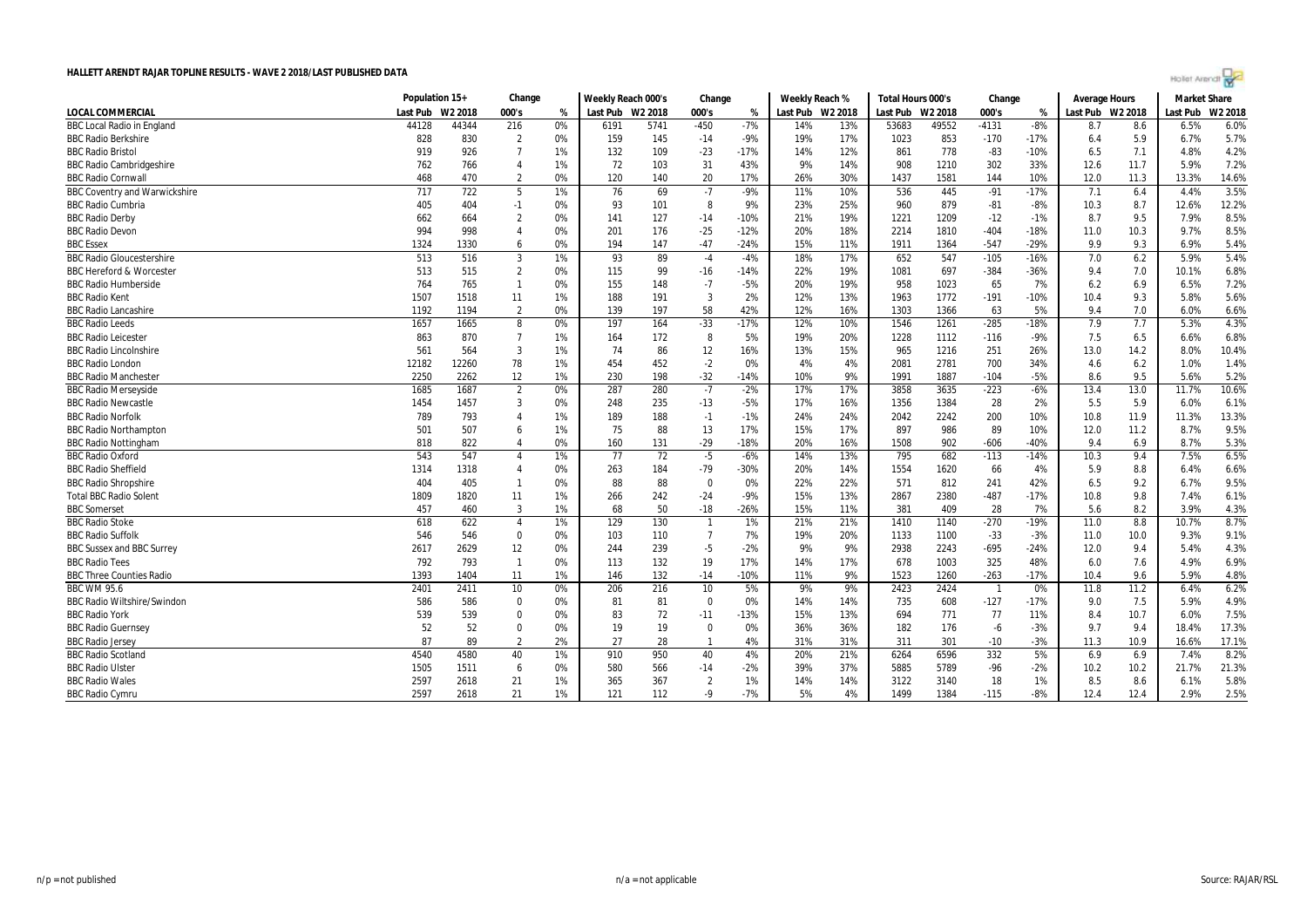# HALLETT ARENDT RAJAR TOPLINE RESULTS - WAVE 2 2018/LAST PUBLISHED DATA

| | Population 15+ | | Change | | Weekly Reach 000's | | Change | | Weekly Reach % | | Total Hours 000's | | Change | | Average Hours | | Market Share | |
|---|---|---|---|---|---|---|---|---|---|---|---|---|---|---|---|---|---|---|
| LOCAL COMMERCIAL | Last Pub | W2 2018 | 000's | % | Last Pub | W2 2018 | 000's | % | Last Pub | W2 2018 | Last Pub | W2 2018 | 000's | % | Last Pub | W2 2018 | Last Pub | W2 2018 |
| BBC Local Radio in England | 44128 | 44344 | 216 | 0% | 6191 | 5741 | -450 | -7% | 14% | 13% | 53683 | 49552 | -4131 | -8% | 8.7 | 8.6 | 6.5% | 6.0% |
| BBC Radio Berkshire | 828 | 830 | 2 | 0% | 159 | 145 | -14 | -9% | 19% | 17% | 1023 | 853 | -170 | -17% | 6.4 | 5.9 | 6.7% | 5.7% |
| BBC Radio Bristol | 919 | 926 | 7 | 1% | 132 | 109 | -23 | -17% | 14% | 12% | 861 | 778 | -83 | -10% | 6.5 | 7.1 | 4.8% | 4.2% |
| BBC Radio Cambridgeshire | 762 | 766 | 4 | 1% | 72 | 103 | 31 | 43% | 9% | 14% | 908 | 1210 | 302 | 33% | 12.6 | 11.7 | 5.9% | 7.2% |
| BBC Radio Cornwall | 468 | 470 | 2 | 0% | 120 | 140 | 20 | 17% | 26% | 30% | 1437 | 1581 | 144 | 10% | 12.0 | 11.3 | 13.3% | 14.6% |
| BBC Coventry and Warwickshire | 717 | 722 | 5 | 1% | 76 | 69 | -7 | -9% | 11% | 10% | 536 | 445 | -91 | -17% | 7.1 | 6.4 | 4.4% | 3.5% |
| BBC Radio Cumbria | 405 | 404 | -1 | 0% | 93 | 101 | 8 | 9% | 23% | 25% | 960 | 879 | -81 | -8% | 10.3 | 8.7 | 12.6% | 12.2% |
| BBC Radio Derby | 662 | 664 | 2 | 0% | 141 | 127 | -14 | -10% | 21% | 19% | 1221 | 1209 | -12 | -1% | 8.7 | 9.5 | 7.9% | 8.5% |
| BBC Radio Devon | 994 | 998 | 4 | 0% | 201 | 176 | -25 | -12% | 20% | 18% | 2214 | 1810 | -404 | -18% | 11.0 | 10.3 | 9.7% | 8.5% |
| BBC Essex | 1324 | 1330 | 6 | 0% | 194 | 147 | -47 | -24% | 15% | 11% | 1911 | 1364 | -547 | -29% | 9.9 | 9.3 | 6.9% | 5.4% |
| BBC Radio Gloucestershire | 513 | 516 | 3 | 1% | 93 | 89 | -4 | -4% | 18% | 17% | 652 | 547 | -105 | -16% | 7.0 | 6.2 | 5.9% | 5.4% |
| BBC Hereford & Worcester | 513 | 515 | 2 | 0% | 115 | 99 | -16 | -14% | 22% | 19% | 1081 | 697 | -384 | -36% | 9.4 | 7.0 | 10.1% | 6.8% |
| BBC Radio Humberside | 764 | 765 | 1 | 0% | 155 | 148 | -7 | -5% | 20% | 19% | 958 | 1023 | 65 | 7% | 6.2 | 6.9 | 6.5% | 7.2% |
| BBC Radio Kent | 1507 | 1518 | 11 | 1% | 188 | 191 | 3 | 2% | 12% | 13% | 1963 | 1772 | -191 | -10% | 10.4 | 9.3 | 5.8% | 5.6% |
| BBC Radio Lancashire | 1192 | 1194 | 2 | 0% | 139 | 197 | 58 | 42% | 12% | 16% | 1303 | 1366 | 63 | 5% | 9.4 | 7.0 | 6.0% | 6.6% |
| BBC Radio Leeds | 1657 | 1665 | 8 | 0% | 197 | 164 | -33 | -17% | 12% | 10% | 1546 | 1261 | -285 | -18% | 7.9 | 7.7 | 5.3% | 4.3% |
| BBC Radio Leicester | 863 | 870 | 7 | 1% | 164 | 172 | 8 | 5% | 19% | 20% | 1228 | 1112 | -116 | -9% | 7.5 | 6.5 | 6.6% | 6.8% |
| BBC Radio Lincolnshire | 561 | 564 | 3 | 1% | 74 | 86 | 12 | 16% | 13% | 15% | 965 | 1216 | 251 | 26% | 13.0 | 14.2 | 8.0% | 10.4% |
| BBC Radio London | 12182 | 12260 | 78 | 1% | 454 | 452 | -2 | 0% | 4% | 4% | 2081 | 2781 | 700 | 34% | 4.6 | 6.2 | 1.0% | 1.4% |
| BBC Radio Manchester | 2250 | 2262 | 12 | 1% | 230 | 198 | -32 | -14% | 10% | 9% | 1991 | 1887 | -104 | -5% | 8.6 | 9.5 | 5.6% | 5.2% |
| BBC Radio Merseyside | 1685 | 1687 | 2 | 0% | 287 | 280 | -7 | -2% | 17% | 17% | 3858 | 3635 | -223 | -6% | 13.4 | 13.0 | 11.7% | 10.6% |
| BBC Radio Newcastle | 1454 | 1457 | 3 | 0% | 248 | 235 | -13 | -5% | 17% | 16% | 1356 | 1384 | 28 | 2% | 5.5 | 5.9 | 6.0% | 6.1% |
| BBC Radio Norfolk | 789 | 793 | 4 | 1% | 189 | 188 | -1 | -1% | 24% | 24% | 2042 | 2242 | 200 | 10% | 10.8 | 11.9 | 11.3% | 13.3% |
| BBC Radio Northampton | 501 | 507 | 6 | 1% | 75 | 88 | 13 | 17% | 15% | 17% | 897 | 986 | 89 | 10% | 12.0 | 11.2 | 8.7% | 9.5% |
| BBC Radio Nottingham | 818 | 822 | 4 | 0% | 160 | 131 | -29 | -18% | 20% | 16% | 1508 | 902 | -606 | -40% | 9.4 | 6.9 | 8.7% | 5.3% |
| BBC Radio Oxford | 543 | 547 | 4 | 1% | 77 | 72 | -5 | -6% | 14% | 13% | 795 | 682 | -113 | -14% | 10.3 | 9.4 | 7.5% | 6.5% |
| BBC Radio Sheffield | 1314 | 1318 | 4 | 0% | 263 | 184 | -79 | -30% | 20% | 14% | 1554 | 1620 | 66 | 4% | 5.9 | 8.8 | 6.4% | 6.6% |
| BBC Radio Shropshire | 404 | 405 | 1 | 0% | 88 | 88 | 0 | 0% | 22% | 22% | 571 | 812 | 241 | 42% | 6.5 | 9.2 | 6.7% | 9.5% |
| Total BBC Radio Solent | 1809 | 1820 | 11 | 1% | 266 | 242 | -24 | -9% | 15% | 13% | 2867 | 2380 | -487 | -17% | 10.8 | 9.8 | 7.4% | 6.1% |
| BBC Somerset | 457 | 460 | 3 | 1% | 68 | 50 | -18 | -26% | 15% | 11% | 381 | 409 | 28 | 7% | 5.6 | 8.2 | 3.9% | 4.3% |
| BBC Radio Stoke | 618 | 622 | 4 | 1% | 129 | 130 | 1 | 1% | 21% | 21% | 1410 | 1140 | -270 | -19% | 11.0 | 8.8 | 10.7% | 8.7% |
| BBC Radio Suffolk | 546 | 546 | 0 | 0% | 103 | 110 | 7 | 7% | 19% | 20% | 1133 | 1100 | -33 | -3% | 11.0 | 10.0 | 9.3% | 9.1% |
| BBC Sussex and BBC Surrey | 2617 | 2629 | 12 | 0% | 244 | 239 | -5 | -2% | 9% | 9% | 2938 | 2243 | -695 | -24% | 12.0 | 9.4 | 5.4% | 4.3% |
| BBC Radio Tees | 792 | 793 | 1 | 0% | 113 | 132 | 19 | 17% | 14% | 17% | 678 | 1003 | 325 | 48% | 6.0 | 7.6 | 4.9% | 6.9% |
| BBC Three Counties Radio | 1393 | 1404 | 11 | 1% | 146 | 132 | -14 | -10% | 11% | 9% | 1523 | 1260 | -263 | -17% | 10.4 | 9.6 | 5.9% | 4.8% |
| BBC WM 95.6 | 2401 | 2411 | 10 | 0% | 206 | 216 | 10 | 5% | 9% | 9% | 2423 | 2424 | 1 | 0% | 11.8 | 11.2 | 6.4% | 6.2% |
| BBC Radio Wiltshire/Swindon | 586 | 586 | 0 | 0% | 81 | 81 | 0 | 0% | 14% | 14% | 735 | 608 | -127 | -17% | 9.0 | 7.5 | 5.9% | 4.9% |
| BBC Radio York | 539 | 539 | 0 | 0% | 83 | 72 | -11 | -13% | 15% | 13% | 694 | 771 | 77 | 11% | 8.4 | 10.7 | 6.0% | 7.5% |
| BBC Radio Guernsey | 52 | 52 | 0 | 0% | 19 | 19 | 0 | 0% | 36% | 36% | 182 | 176 | -6 | -3% | 9.7 | 9.4 | 18.4% | 17.3% |
| BBC Radio Jersey | 87 | 89 | 2 | 2% | 27 | 28 | 1 | 4% | 31% | 31% | 311 | 301 | -10 | -3% | 11.3 | 10.9 | 16.6% | 17.1% |
| BBC Radio Scotland | 4540 | 4580 | 40 | 1% | 910 | 950 | 40 | 4% | 20% | 21% | 6264 | 6596 | 332 | 5% | 6.9 | 6.9 | 7.4% | 8.2% |
| BBC Radio Ulster | 1505 | 1511 | 6 | 0% | 580 | 566 | -14 | -2% | 39% | 37% | 5885 | 5789 | -96 | -2% | 10.2 | 10.2 | 21.7% | 21.3% |
| BBC Radio Wales | 2597 | 2618 | 21 | 1% | 365 | 367 | 2 | 1% | 14% | 14% | 3122 | 3140 | 18 | 1% | 8.5 | 8.6 | 6.1% | 5.8% |
| BBC Radio Cymru | 2597 | 2618 | 21 | 1% | 121 | 112 | -9 | -7% | 5% | 4% | 1499 | 1384 | -115 | -8% | 12.4 | 12.4 | 2.9% | 2.5% |

n/p = not published | n/a = not applicable | Source: RAJAR/RSL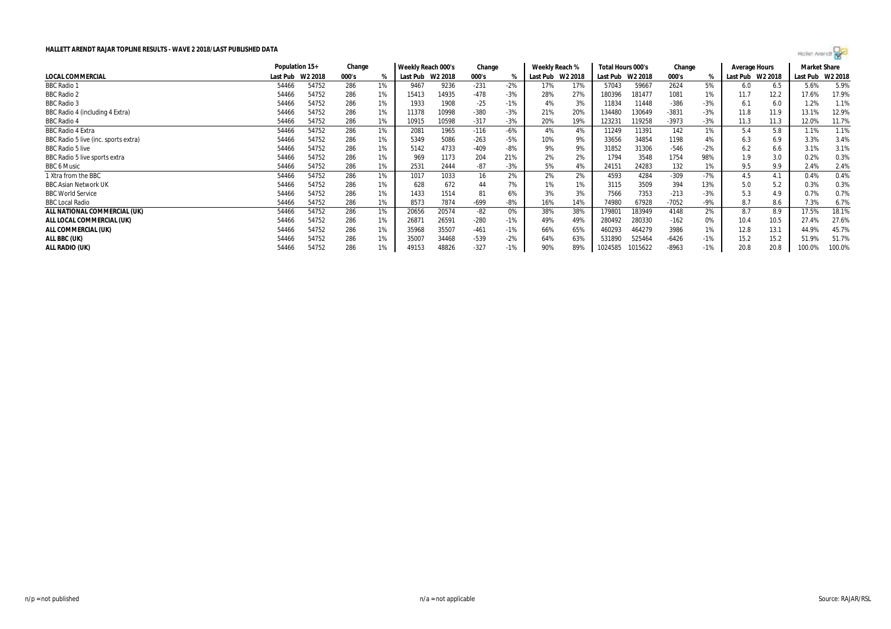# HALLETT ARENDT RAJAR TOPLINE RESULTS - WAVE 2 2018/LAST PUBLISHED DATA

| | Population 15+ | | Change | | Weekly Reach 000's | | Change | | Weekly Reach % | | Total Hours 000's | | Change | | Average Hours | | Market Share | |
|---|---|---|---|---|---|---|---|---|---|---|---|---|---|---|---|---|---|---|
| LOCAL COMMERCIAL | Last Pub | W2 2018 | 000's | % | Last Pub | W2 2018 | 000's | % | Last Pub | W2 2018 | Last Pub | W2 2018 | 000's | % | Last Pub | W2 2018 | Last Pub | W2 2018 |
| BBC Radio 1 | 54466 | 54752 | 286 | 1% | 9467 | 9236 | -231 | -2% | 17% | 17% | 57043 | 59667 | 2624 | 5% | 6.0 | 6.5 | 5.6% | 5.9% |
| BBC Radio 2 | 54466 | 54752 | 286 | 1% | 15413 | 14935 | -478 | -3% | 28% | 27% | 180396 | 181477 | 1081 | 1% | 11.7 | 12.2 | 17.6% | 17.9% |
| BBC Radio 3 | 54466 | 54752 | 286 | 1% | 1933 | 1908 | -25 | -1% | 4% | 3% | 11834 | 11448 | -386 | -3% | 6.1 | 6.0 | 1.2% | 1.1% |
| BBC Radio 4 (including 4 Extra) | 54466 | 54752 | 286 | 1% | 11378 | 10998 | -380 | -3% | 21% | 20% | 134480 | 130649 | -3831 | -3% | 11.8 | 11.9 | 13.1% | 12.9% |
| BBC Radio 4 | 54466 | 54752 | 286 | 1% | 10915 | 10598 | -317 | -3% | 20% | 19% | 123231 | 119258 | -3973 | -3% | 11.3 | 11.3 | 12.0% | 11.7% |
| BBC Radio 4 Extra | 54466 | 54752 | 286 | 1% | 2081 | 1965 | -116 | -6% | 4% | 4% | 11249 | 11391 | 142 | 1% | 5.4 | 5.8 | 1.1% | 1.1% |
| BBC Radio 5 live (inc. sports extra) | 54466 | 54752 | 286 | 1% | 5349 | 5086 | -263 | -5% | 10% | 9% | 33656 | 34854 | 1198 | 4% | 6.3 | 6.9 | 3.3% | 3.4% |
| BBC Radio 5 live | 54466 | 54752 | 286 | 1% | 5142 | 4733 | -409 | -8% | 9% | 9% | 31852 | 31306 | -546 | -2% | 6.2 | 6.6 | 3.1% | 3.1% |
| BBC Radio 5 live sports extra | 54466 | 54752 | 286 | 1% | 969 | 1173 | 204 | 21% | 2% | 2% | 1794 | 3548 | 1754 | 98% | 1.9 | 3.0 | 0.2% | 0.3% |
| BBC 6 Music | 54466 | 54752 | 286 | 1% | 2531 | 2444 | -87 | -3% | 5% | 4% | 24151 | 24283 | 132 | 1% | 9.5 | 9.9 | 2.4% | 2.4% |
| 1 Xtra from the BBC | 54466 | 54752 | 286 | 1% | 1017 | 1033 | 16 | 2% | 2% | 2% | 4593 | 4284 | -309 | -7% | 4.5 | 4.1 | 0.4% | 0.4% |
| BBC Asian Network UK | 54466 | 54752 | 286 | 1% | 628 | 672 | 44 | 7% | 1% | 1% | 3115 | 3509 | 394 | 13% | 5.0 | 5.2 | 0.3% | 0.3% |
| BBC World Service | 54466 | 54752 | 286 | 1% | 1433 | 1514 | 81 | 6% | 3% | 3% | 7566 | 7353 | -213 | -3% | 5.3 | 4.9 | 0.7% | 0.7% |
| BBC Local Radio | 54466 | 54752 | 286 | 1% | 8573 | 7874 | -699 | -8% | 16% | 14% | 74980 | 67928 | -7052 | -9% | 8.7 | 8.6 | 7.3% | 6.7% |
| **ALL NATIONAL COMMERCIAL (UK)** | 54466 | 54752 | 286 | 1% | 20656 | 20574 | -82 | 0% | 38% | 38% | 179801 | 183949 | 4148 | 2% | 8.7 | 8.9 | 17.5% | 18.1% |
| **ALL LOCAL COMMERCIAL (UK)** | 54466 | 54752 | 286 | 1% | 26871 | 26591 | -280 | -1% | 49% | 49% | 280492 | 280330 | -162 | 0% | 10.4 | 10.5 | 27.4% | 27.6% |
| **ALL COMMERCIAL (UK)** | 54466 | 54752 | 286 | 1% | 35968 | 35507 | -461 | -1% | 66% | 65% | 460293 | 464279 | 3986 | 1% | 12.8 | 13.1 | 44.9% | 45.7% |
| **ALL BBC (UK)** | 54466 | 54752 | 286 | 1% | 35007 | 34468 | -539 | -2% | 64% | 63% | 531890 | 525464 | -6426 | -1% | 15.2 | 15.2 | 51.9% | 51.7% |
| **ALL RADIO (UK)** | 54466 | 54752 | 286 | 1% | 49153 | 48826 | -327 | -1% | 90% | 89% | 1024585 | 1015622 | -8963 | -1% | 20.8 | 20.8 | 100.0% | 100.0% |

n/p = not published

n/a = not applicable

Source: RAJAR/RSL